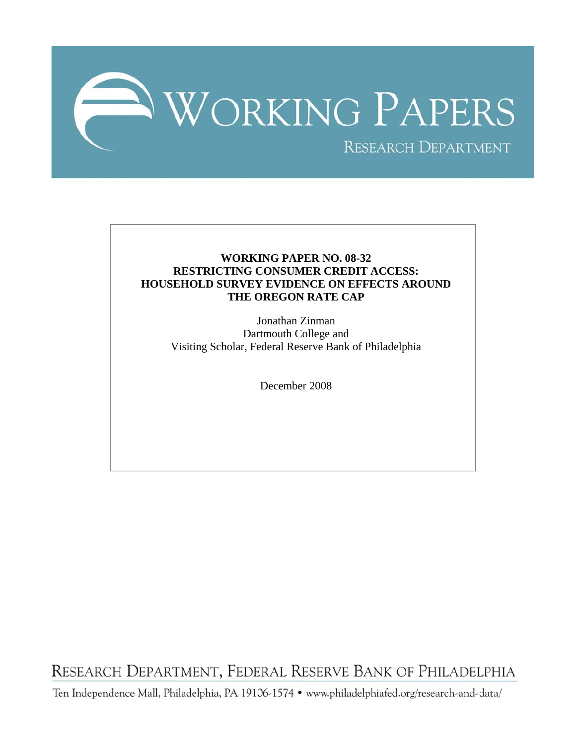# WORKING PAPERS

RESEARCH DEPARTMENT

**WORKING PAPER NO. 08-32**
**RESTRICTING CONSUMER CREDIT ACCESS:**
**HOUSEHOLD SURVEY EVIDENCE ON EFFECTS AROUND THE OREGON RATE CAP**

Jonathan Zinman
Dartmouth College and
Visiting Scholar, Federal Reserve Bank of Philadelphia

December 2008

RESEARCH DEPARTMENT, FEDERAL RESERVE BANK OF PHILADELPHIA

Ten Independence Mall, Philadelphia, PA 19106-1574 • www.philadelphiafed.org/research-and-data/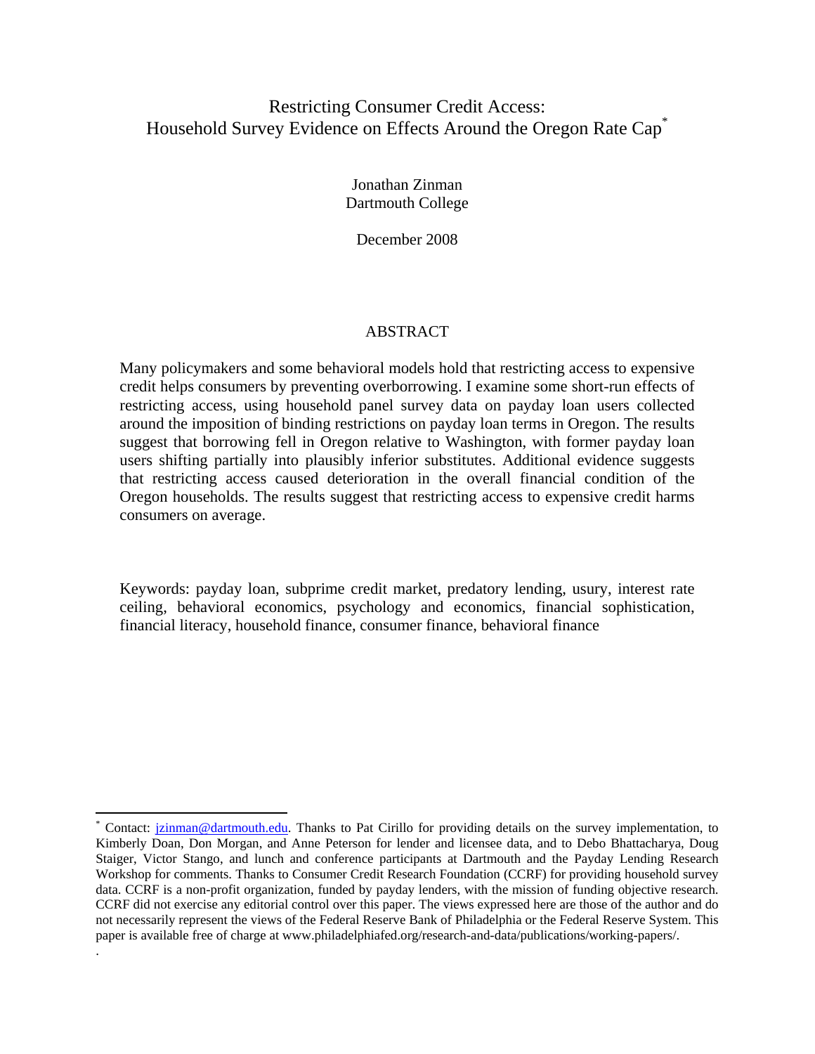# Restricting Consumer Credit Access: Household Survey Evidence on Effects Around the Oregon Rate Cap[*]

Jonathan Zinman
Dartmouth College

December 2008

## ABSTRACT

Many policymakers and some behavioral models hold that restricting access to expensive credit helps consumers by preventing overborrowing. I examine some short-run effects of restricting access, using household panel survey data on payday loan users collected around the imposition of binding restrictions on payday loan terms in Oregon. The results suggest that borrowing fell in Oregon relative to Washington, with former payday loan users shifting partially into plausibly inferior substitutes. Additional evidence suggests that restricting access caused deterioration in the overall financial condition of the Oregon households. The results suggest that restricting access to expensive credit harms consumers on average.

Keywords: payday loan, subprime credit market, predatory lending, usury, interest rate ceiling, behavioral economics, psychology and economics, financial sophistication, financial literacy, household finance, consumer finance, behavioral finance

---

[*] Contact: jzinman@dartmouth.edu. Thanks to Pat Cirillo for providing details on the survey implementation, to Kimberly Doan, Don Morgan, and Anne Peterson for lender and licensee data, and to Debo Bhattacharya, Doug Staiger, Victor Stango, and lunch and conference participants at Dartmouth and the Payday Lending Research Workshop for comments. Thanks to Consumer Credit Research Foundation (CCRF) for providing household survey data. CCRF is a non-profit organization, funded by payday lenders, with the mission of funding objective research. CCRF did not exercise any editorial control over this paper. The views expressed here are those of the author and do not necessarily represent the views of the Federal Reserve Bank of Philadelphia or the Federal Reserve System. This paper is available free of charge at www.philadelphiafed.org/research-and-data/publications/working-papers/.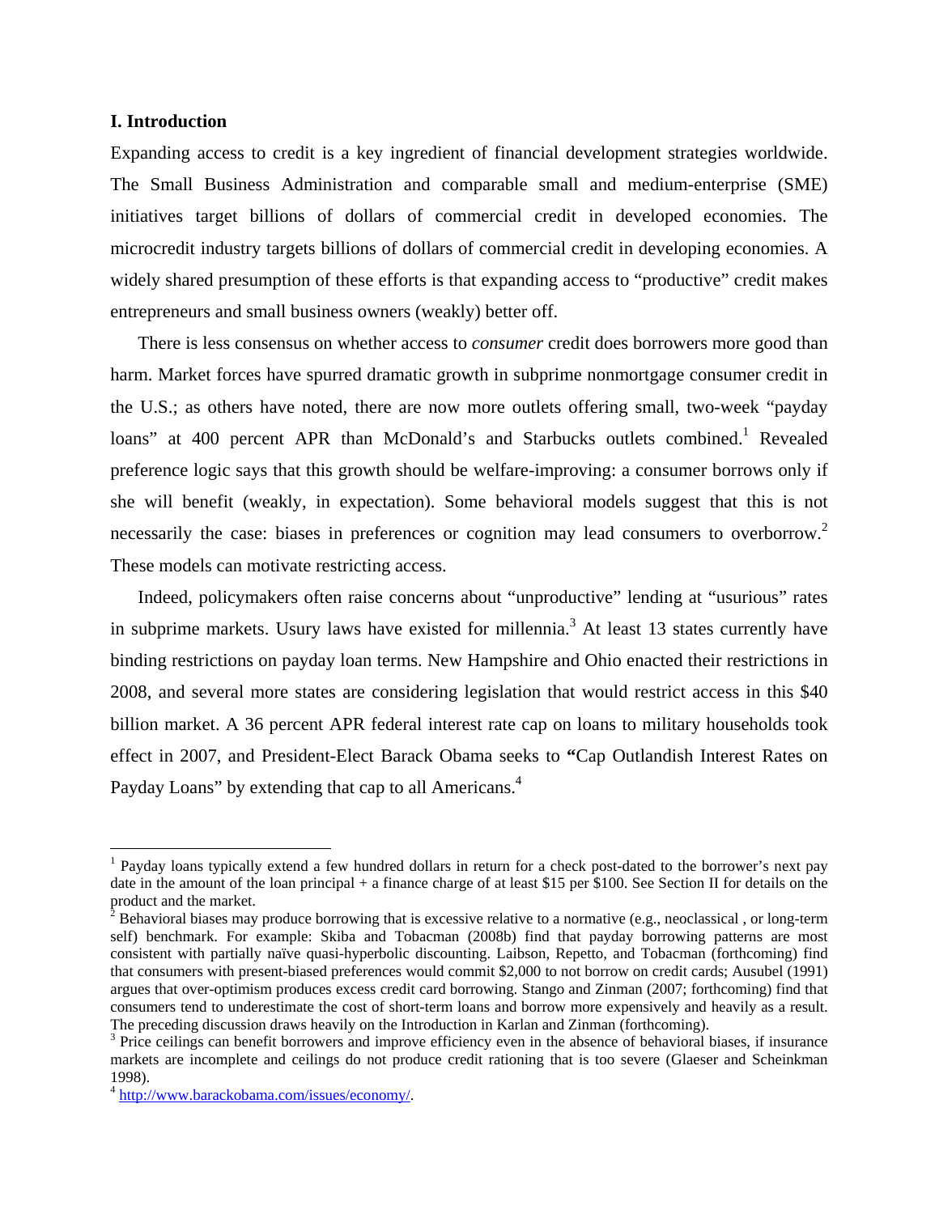## I. Introduction

Expanding access to credit is a key ingredient of financial development strategies worldwide. The Small Business Administration and comparable small and medium-enterprise (SME) initiatives target billions of dollars of commercial credit in developed economies. The microcredit industry targets billions of dollars of commercial credit in developing economies. A widely shared presumption of these efforts is that expanding access to "productive" credit makes entrepreneurs and small business owners (weakly) better off.

There is less consensus on whether access to *consumer* credit does borrowers more good than harm. Market forces have spurred dramatic growth in subprime nonmortgage consumer credit in the U.S.; as others have noted, there are now more outlets offering small, two-week "payday loans" at 400 percent APR than McDonald's and Starbucks outlets combined.[1] Revealed preference logic says that this growth should be welfare-improving: a consumer borrows only if she will benefit (weakly, in expectation). Some behavioral models suggest that this is not necessarily the case: biases in preferences or cognition may lead consumers to overborrow.[2] These models can motivate restricting access.

Indeed, policymakers often raise concerns about "unproductive" lending at "usurious" rates in subprime markets. Usury laws have existed for millennia.[3] At least 13 states currently have binding restrictions on payday loan terms. New Hampshire and Ohio enacted their restrictions in 2008, and several more states are considering legislation that would restrict access in this $40 billion market. A 36 percent APR federal interest rate cap on loans to military households took effect in 2007, and President-Elect Barack Obama seeks to **"**Cap Outlandish Interest Rates on Payday Loans" by extending that cap to all Americans.[4]

---

[1] Payday loans typically extend a few hundred dollars in return for a check post-dated to the borrower's next pay date in the amount of the loan principal + a finance charge of at least $15 per $100. See Section II for details on the product and the market.

[2] Behavioral biases may produce borrowing that is excessive relative to a normative (e.g., neoclassical , or long-term self) benchmark. For example: Skiba and Tobacman (2008b) find that payday borrowing patterns are most consistent with partially naïve quasi-hyperbolic discounting. Laibson, Repetto, and Tobacman (forthcoming) find that consumers with present-biased preferences would commit $2,000 to not borrow on credit cards; Ausubel (1991) argues that over-optimism produces excess credit card borrowing. Stango and Zinman (2007; forthcoming) find that consumers tend to underestimate the cost of short-term loans and borrow more expensively and heavily as a result. The preceding discussion draws heavily on the Introduction in Karlan and Zinman (forthcoming).

[3] Price ceilings can benefit borrowers and improve efficiency even in the absence of behavioral biases, if insurance markets are incomplete and ceilings do not produce credit rationing that is too severe (Glaeser and Scheinkman 1998).

[4] http://www.barackobama.com/issues/economy/.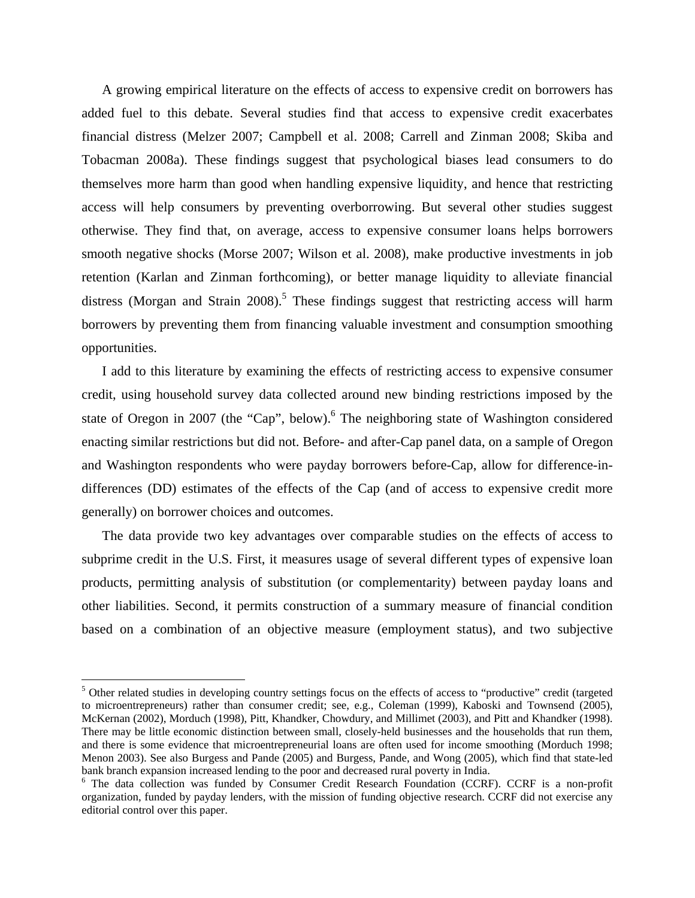A growing empirical literature on the effects of access to expensive credit on borrowers has added fuel to this debate. Several studies find that access to expensive credit exacerbates financial distress (Melzer 2007; Campbell et al. 2008; Carrell and Zinman 2008; Skiba and Tobacman 2008a). These findings suggest that psychological biases lead consumers to do themselves more harm than good when handling expensive liquidity, and hence that restricting access will help consumers by preventing overborrowing. But several other studies suggest otherwise. They find that, on average, access to expensive consumer loans helps borrowers smooth negative shocks (Morse 2007; Wilson et al. 2008), make productive investments in job retention (Karlan and Zinman forthcoming), or better manage liquidity to alleviate financial distress (Morgan and Strain 2008).[5] These findings suggest that restricting access will harm borrowers by preventing them from financing valuable investment and consumption smoothing opportunities.

I add to this literature by examining the effects of restricting access to expensive consumer credit, using household survey data collected around new binding restrictions imposed by the state of Oregon in 2007 (the "Cap", below).[6] The neighboring state of Washington considered enacting similar restrictions but did not. Before- and after-Cap panel data, on a sample of Oregon and Washington respondents who were payday borrowers before-Cap, allow for difference-in-differences (DD) estimates of the effects of the Cap (and of access to expensive credit more generally) on borrower choices and outcomes.

The data provide two key advantages over comparable studies on the effects of access to subprime credit in the U.S. First, it measures usage of several different types of expensive loan products, permitting analysis of substitution (or complementarity) between payday loans and other liabilities. Second, it permits construction of a summary measure of financial condition based on a combination of an objective measure (employment status), and two subjective

[5] Other related studies in developing country settings focus on the effects of access to "productive" credit (targeted to microentrepreneurs) rather than consumer credit; see, e.g., Coleman (1999), Kaboski and Townsend (2005), McKernan (2002), Morduch (1998), Pitt, Khandker, Chowdury, and Millimet (2003), and Pitt and Khandker (1998). There may be little economic distinction between small, closely-held businesses and the households that run them, and there is some evidence that microentrepreneurial loans are often used for income smoothing (Morduch 1998; Menon 2003). See also Burgess and Pande (2005) and Burgess, Pande, and Wong (2005), which find that state-led bank branch expansion increased lending to the poor and decreased rural poverty in India.

[6] The data collection was funded by Consumer Credit Research Foundation (CCRF). CCRF is a non-profit organization, funded by payday lenders, with the mission of funding objective research. CCRF did not exercise any editorial control over this paper.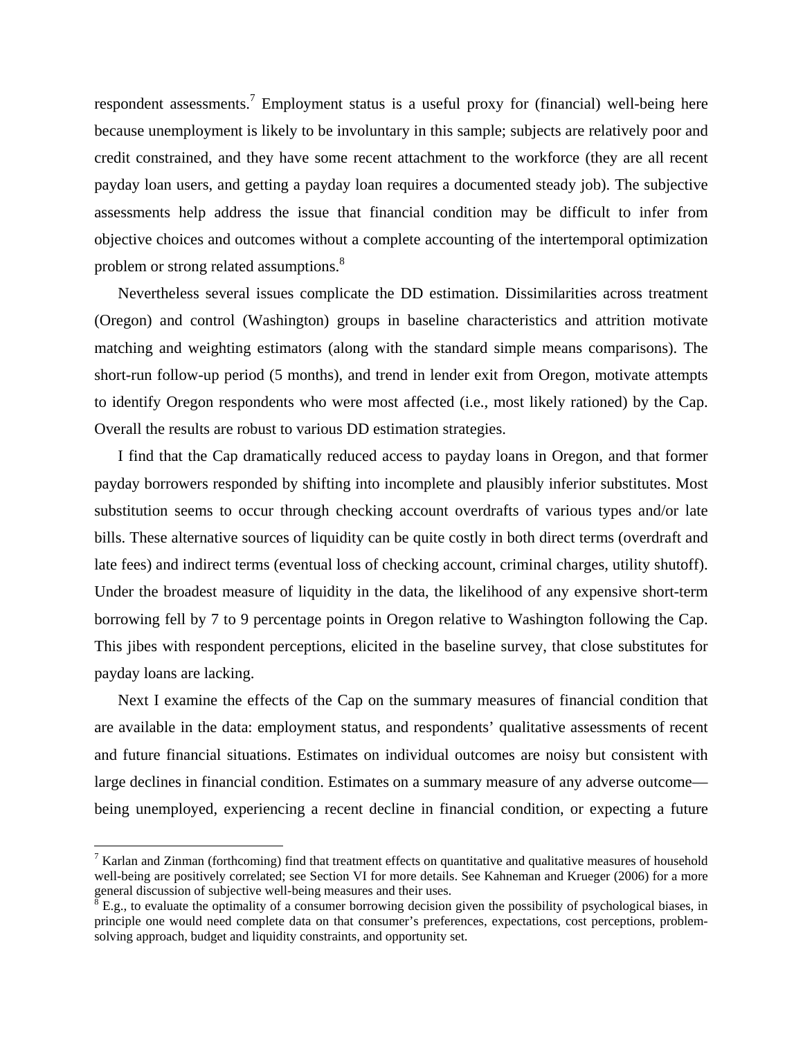respondent assessments.[7] Employment status is a useful proxy for (financial) well-being here because unemployment is likely to be involuntary in this sample; subjects are relatively poor and credit constrained, and they have some recent attachment to the workforce (they are all recent payday loan users, and getting a payday loan requires a documented steady job). The subjective assessments help address the issue that financial condition may be difficult to infer from objective choices and outcomes without a complete accounting of the intertemporal optimization problem or strong related assumptions.[8]

Nevertheless several issues complicate the DD estimation. Dissimilarities across treatment (Oregon) and control (Washington) groups in baseline characteristics and attrition motivate matching and weighting estimators (along with the standard simple means comparisons). The short-run follow-up period (5 months), and trend in lender exit from Oregon, motivate attempts to identify Oregon respondents who were most affected (i.e., most likely rationed) by the Cap. Overall the results are robust to various DD estimation strategies.

I find that the Cap dramatically reduced access to payday loans in Oregon, and that former payday borrowers responded by shifting into incomplete and plausibly inferior substitutes. Most substitution seems to occur through checking account overdrafts of various types and/or late bills. These alternative sources of liquidity can be quite costly in both direct terms (overdraft and late fees) and indirect terms (eventual loss of checking account, criminal charges, utility shutoff). Under the broadest measure of liquidity in the data, the likelihood of any expensive short-term borrowing fell by 7 to 9 percentage points in Oregon relative to Washington following the Cap. This jibes with respondent perceptions, elicited in the baseline survey, that close substitutes for payday loans are lacking.

Next I examine the effects of the Cap on the summary measures of financial condition that are available in the data: employment status, and respondents' qualitative assessments of recent and future financial situations. Estimates on individual outcomes are noisy but consistent with large declines in financial condition. Estimates on a summary measure of any adverse outcome—being unemployed, experiencing a recent decline in financial condition, or expecting a future

[7] Karlan and Zinman (forthcoming) find that treatment effects on quantitative and qualitative measures of household well-being are positively correlated; see Section VI for more details. See Kahneman and Krueger (2006) for a more general discussion of subjective well-being measures and their uses.

[8] E.g., to evaluate the optimality of a consumer borrowing decision given the possibility of psychological biases, in principle one would need complete data on that consumer's preferences, expectations, cost perceptions, problem-solving approach, budget and liquidity constraints, and opportunity set.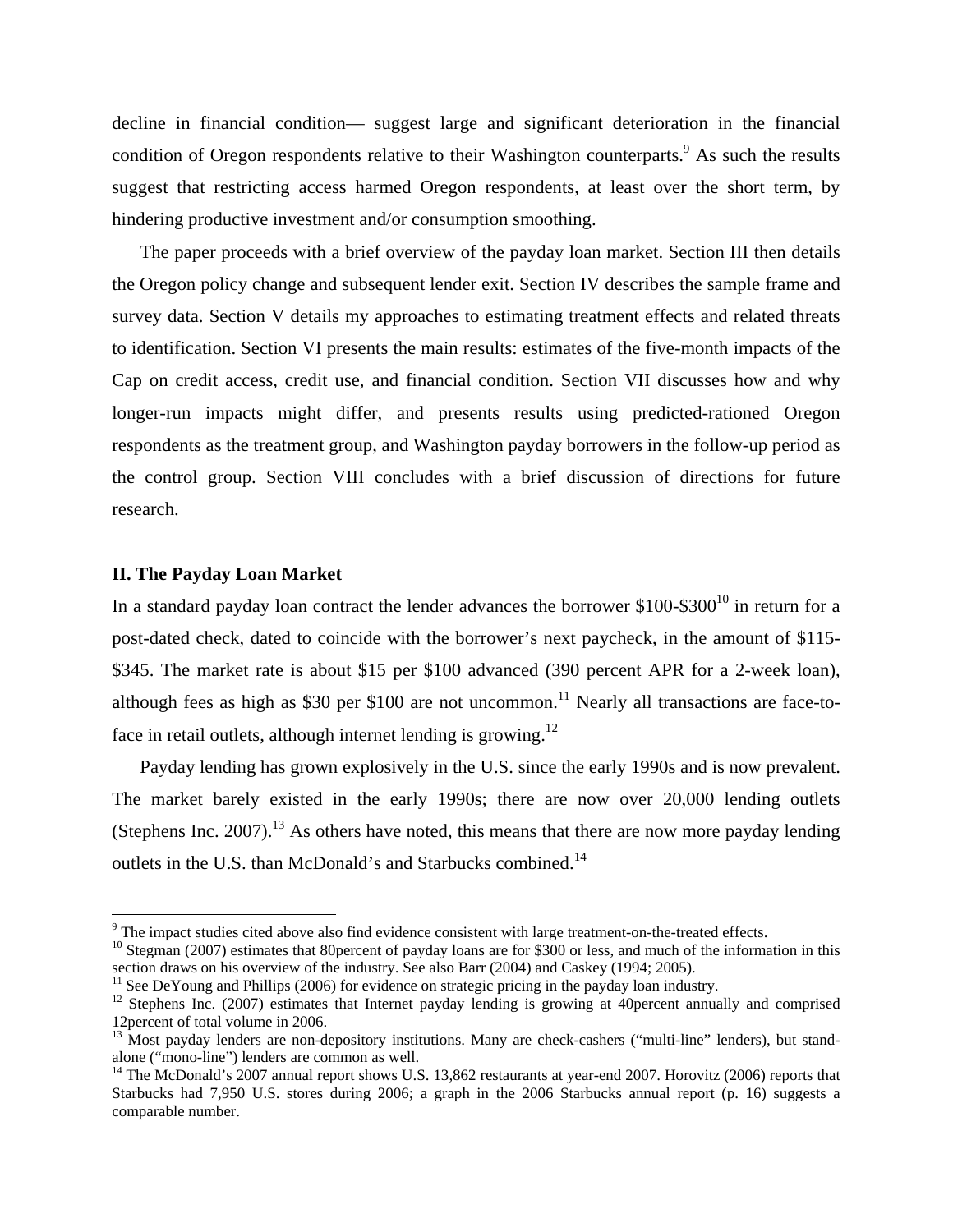decline in financial condition— suggest large and significant deterioration in the financial condition of Oregon respondents relative to their Washington counterparts.[9] As such the results suggest that restricting access harmed Oregon respondents, at least over the short term, by hindering productive investment and/or consumption smoothing.

The paper proceeds with a brief overview of the payday loan market. Section III then details the Oregon policy change and subsequent lender exit. Section IV describes the sample frame and survey data. Section V details my approaches to estimating treatment effects and related threats to identification. Section VI presents the main results: estimates of the five-month impacts of the Cap on credit access, credit use, and financial condition. Section VII discusses how and why longer-run impacts might differ, and presents results using predicted-rationed Oregon respondents as the treatment group, and Washington payday borrowers in the follow-up period as the control group. Section VIII concludes with a brief discussion of directions for future research.

## II. The Payday Loan Market

In a standard payday loan contract the lender advances the borrower $100-$300[10] in return for a post-dated check, dated to coincide with the borrower's next paycheck, in the amount of $115-$345. The market rate is about $15 per $100 advanced (390 percent APR for a 2-week loan), although fees as high as $30 per $100 are not uncommon.[11] Nearly all transactions are face-to-face in retail outlets, although internet lending is growing.[12]

Payday lending has grown explosively in the U.S. since the early 1990s and is now prevalent. The market barely existed in the early 1990s; there are now over 20,000 lending outlets (Stephens Inc. 2007).[13] As others have noted, this means that there are now more payday lending outlets in the U.S. than McDonald's and Starbucks combined.[14]

---

[9] The impact studies cited above also find evidence consistent with large treatment-on-the-treated effects.

[10] Stegman (2007) estimates that 80percent of payday loans are for $300 or less, and much of the information in this section draws on his overview of the industry. See also Barr (2004) and Caskey (1994; 2005).

[11] See DeYoung and Phillips (2006) for evidence on strategic pricing in the payday loan industry.

[12] Stephens Inc. (2007) estimates that Internet payday lending is growing at 40percent annually and comprised 12percent of total volume in 2006.

[13] Most payday lenders are non-depository institutions. Many are check-cashers ("multi-line" lenders), but stand-alone ("mono-line") lenders are common as well.

[14] The McDonald's 2007 annual report shows U.S. 13,862 restaurants at year-end 2007. Horovitz (2006) reports that Starbucks had 7,950 U.S. stores during 2006; a graph in the 2006 Starbucks annual report (p. 16) suggests a comparable number.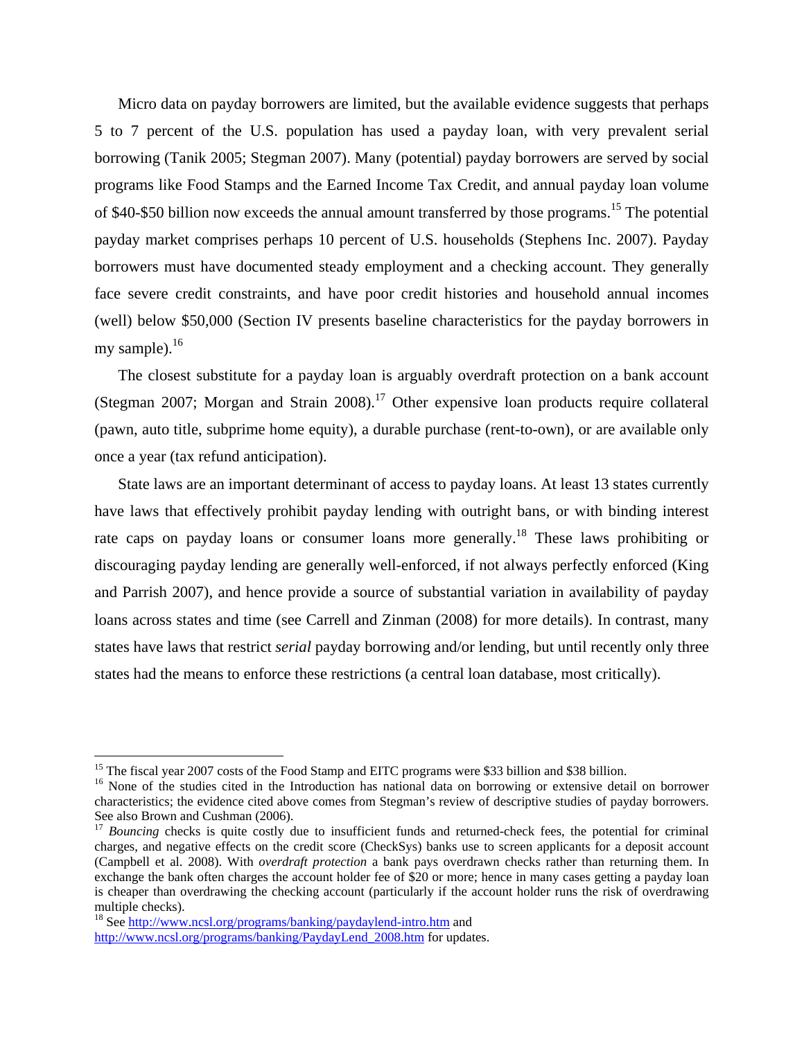Micro data on payday borrowers are limited, but the available evidence suggests that perhaps 5 to 7 percent of the U.S. population has used a payday loan, with very prevalent serial borrowing (Tanik 2005; Stegman 2007). Many (potential) payday borrowers are served by social programs like Food Stamps and the Earned Income Tax Credit, and annual payday loan volume of $40-$50 billion now exceeds the annual amount transferred by those programs.[15] The potential payday market comprises perhaps 10 percent of U.S. households (Stephens Inc. 2007). Payday borrowers must have documented steady employment and a checking account. They generally face severe credit constraints, and have poor credit histories and household annual incomes (well) below $50,000 (Section IV presents baseline characteristics for the payday borrowers in my sample).[16]

The closest substitute for a payday loan is arguably overdraft protection on a bank account (Stegman 2007; Morgan and Strain 2008).[17] Other expensive loan products require collateral (pawn, auto title, subprime home equity), a durable purchase (rent-to-own), or are available only once a year (tax refund anticipation).

State laws are an important determinant of access to payday loans. At least 13 states currently have laws that effectively prohibit payday lending with outright bans, or with binding interest rate caps on payday loans or consumer loans more generally.[18] These laws prohibiting or discouraging payday lending are generally well-enforced, if not always perfectly enforced (King and Parrish 2007), and hence provide a source of substantial variation in availability of payday loans across states and time (see Carrell and Zinman (2008) for more details). In contrast, many states have laws that restrict *serial* payday borrowing and/or lending, but until recently only three states had the means to enforce these restrictions (a central loan database, most critically).

---

[15] The fiscal year 2007 costs of the Food Stamp and EITC programs were $33 billion and $38 billion.

[16] None of the studies cited in the Introduction has national data on borrowing or extensive detail on borrower characteristics; the evidence cited above comes from Stegman's review of descriptive studies of payday borrowers. See also Brown and Cushman (2006).

[17] *Bouncing* checks is quite costly due to insufficient funds and returned-check fees, the potential for criminal charges, and negative effects on the credit score (CheckSys) banks use to screen applicants for a deposit account (Campbell et al. 2008). With *overdraft protection* a bank pays overdrawn checks rather than returning them. In exchange the bank often charges the account holder fee of $20 or more; hence in many cases getting a payday loan is cheaper than overdrawing the checking account (particularly if the account holder runs the risk of overdrawing multiple checks).

[18] See http://www.ncsl.org/programs/banking/paydaylend-intro.htm and http://www.ncsl.org/programs/banking/PaydayLend_2008.htm for updates.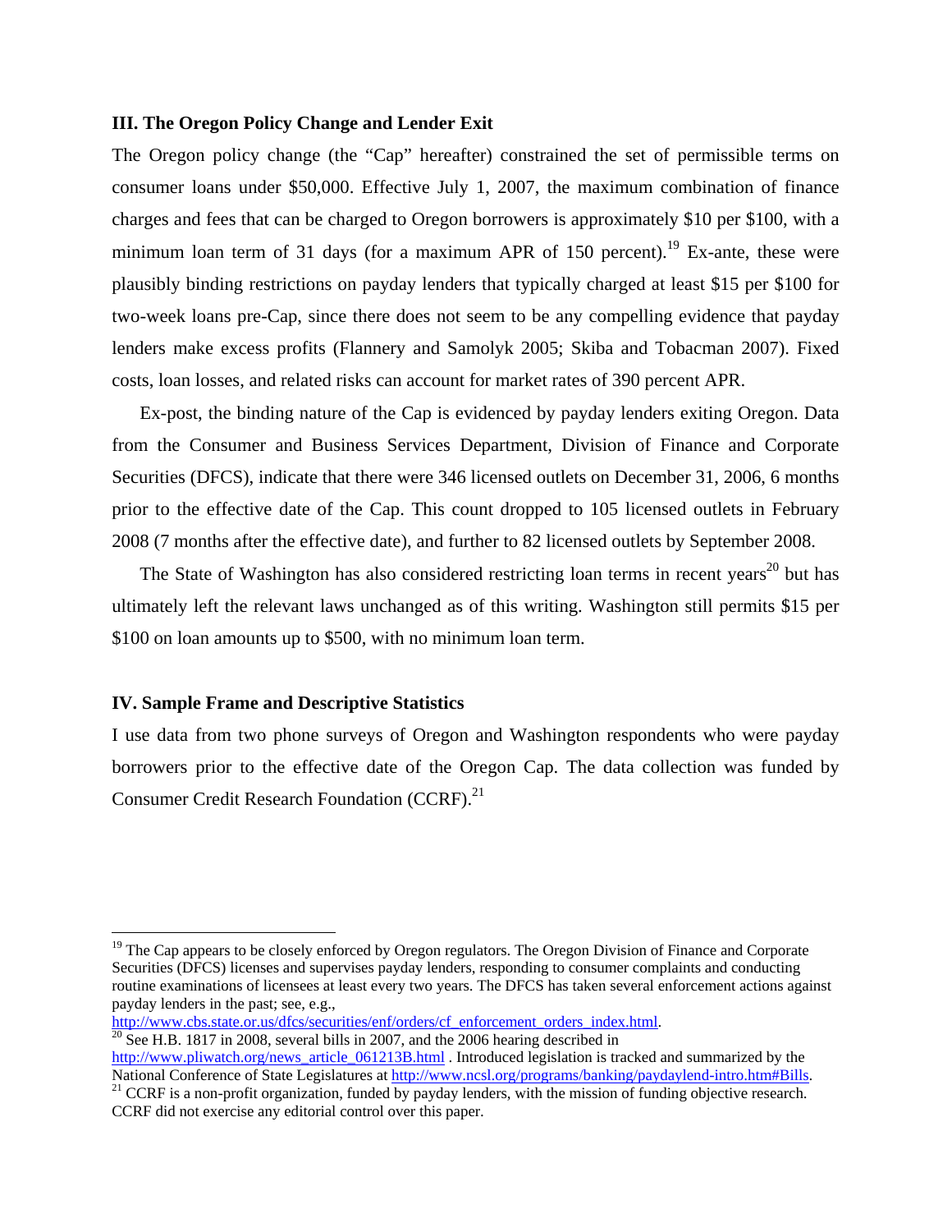## III. The Oregon Policy Change and Lender Exit

The Oregon policy change (the "Cap" hereafter) constrained the set of permissible terms on consumer loans under $50,000. Effective July 1, 2007, the maximum combination of finance charges and fees that can be charged to Oregon borrowers is approximately $10 per $100, with a minimum loan term of 31 days (for a maximum APR of 150 percent).[19] Ex-ante, these were plausibly binding restrictions on payday lenders that typically charged at least $15 per $100 for two-week loans pre-Cap, since there does not seem to be any compelling evidence that payday lenders make excess profits (Flannery and Samolyk 2005; Skiba and Tobacman 2007). Fixed costs, loan losses, and related risks can account for market rates of 390 percent APR.

Ex-post, the binding nature of the Cap is evidenced by payday lenders exiting Oregon. Data from the Consumer and Business Services Department, Division of Finance and Corporate Securities (DFCS), indicate that there were 346 licensed outlets on December 31, 2006, 6 months prior to the effective date of the Cap. This count dropped to 105 licensed outlets in February 2008 (7 months after the effective date), and further to 82 licensed outlets by September 2008.

The State of Washington has also considered restricting loan terms in recent years[20] but has ultimately left the relevant laws unchanged as of this writing. Washington still permits $15 per $100 on loan amounts up to $500, with no minimum loan term.

## IV. Sample Frame and Descriptive Statistics

I use data from two phone surveys of Oregon and Washington respondents who were payday borrowers prior to the effective date of the Oregon Cap. The data collection was funded by Consumer Credit Research Foundation (CCRF).[21]

---

[19] The Cap appears to be closely enforced by Oregon regulators. The Oregon Division of Finance and Corporate Securities (DFCS) licenses and supervises payday lenders, responding to consumer complaints and conducting routine examinations of licensees at least every two years. The DFCS has taken several enforcement actions against payday lenders in the past; see, e.g., http://www.cbs.state.or.us/dfcs/securities/enf/orders/cf_enforcement_orders_index.html.

[20] See H.B. 1817 in 2008, several bills in 2007, and the 2006 hearing described in http://www.pliwatch.org/news_article_061213B.html . Introduced legislation is tracked and summarized by the National Conference of State Legislatures at http://www.ncsl.org/programs/banking/paydaylend-intro.htm#Bills.

[21] CCRF is a non-profit organization, funded by payday lenders, with the mission of funding objective research. CCRF did not exercise any editorial control over this paper.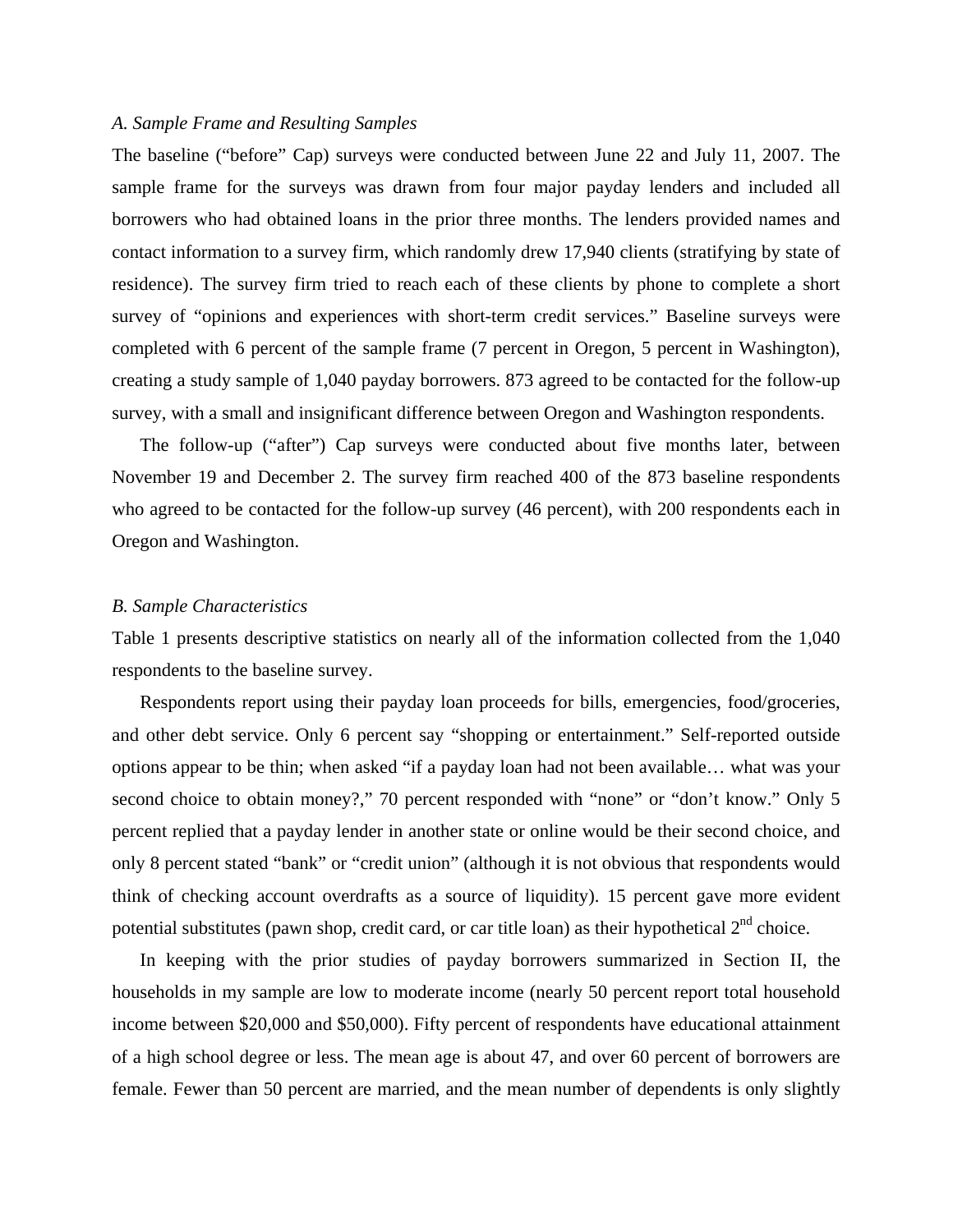*A. Sample Frame and Resulting Samples*

The baseline ("before" Cap) surveys were conducted between June 22 and July 11, 2007. The sample frame for the surveys was drawn from four major payday lenders and included all borrowers who had obtained loans in the prior three months. The lenders provided names and contact information to a survey firm, which randomly drew 17,940 clients (stratifying by state of residence). The survey firm tried to reach each of these clients by phone to complete a short survey of "opinions and experiences with short-term credit services." Baseline surveys were completed with 6 percent of the sample frame (7 percent in Oregon, 5 percent in Washington), creating a study sample of 1,040 payday borrowers. 873 agreed to be contacted for the follow-up survey, with a small and insignificant difference between Oregon and Washington respondents.

The follow-up ("after") Cap surveys were conducted about five months later, between November 19 and December 2. The survey firm reached 400 of the 873 baseline respondents who agreed to be contacted for the follow-up survey (46 percent), with 200 respondents each in Oregon and Washington.

*B. Sample Characteristics*

Table 1 presents descriptive statistics on nearly all of the information collected from the 1,040 respondents to the baseline survey.

Respondents report using their payday loan proceeds for bills, emergencies, food/groceries, and other debt service. Only 6 percent say "shopping or entertainment." Self-reported outside options appear to be thin; when asked "if a payday loan had not been available… what was your second choice to obtain money?," 70 percent responded with "none" or "don't know." Only 5 percent replied that a payday lender in another state or online would be their second choice, and only 8 percent stated "bank" or "credit union" (although it is not obvious that respondents would think of checking account overdrafts as a source of liquidity). 15 percent gave more evident potential substitutes (pawn shop, credit card, or car title loan) as their hypothetical 2nd choice.

In keeping with the prior studies of payday borrowers summarized in Section II, the households in my sample are low to moderate income (nearly 50 percent report total household income between $20,000 and $50,000). Fifty percent of respondents have educational attainment of a high school degree or less. The mean age is about 47, and over 60 percent of borrowers are female. Fewer than 50 percent are married, and the mean number of dependents is only slightly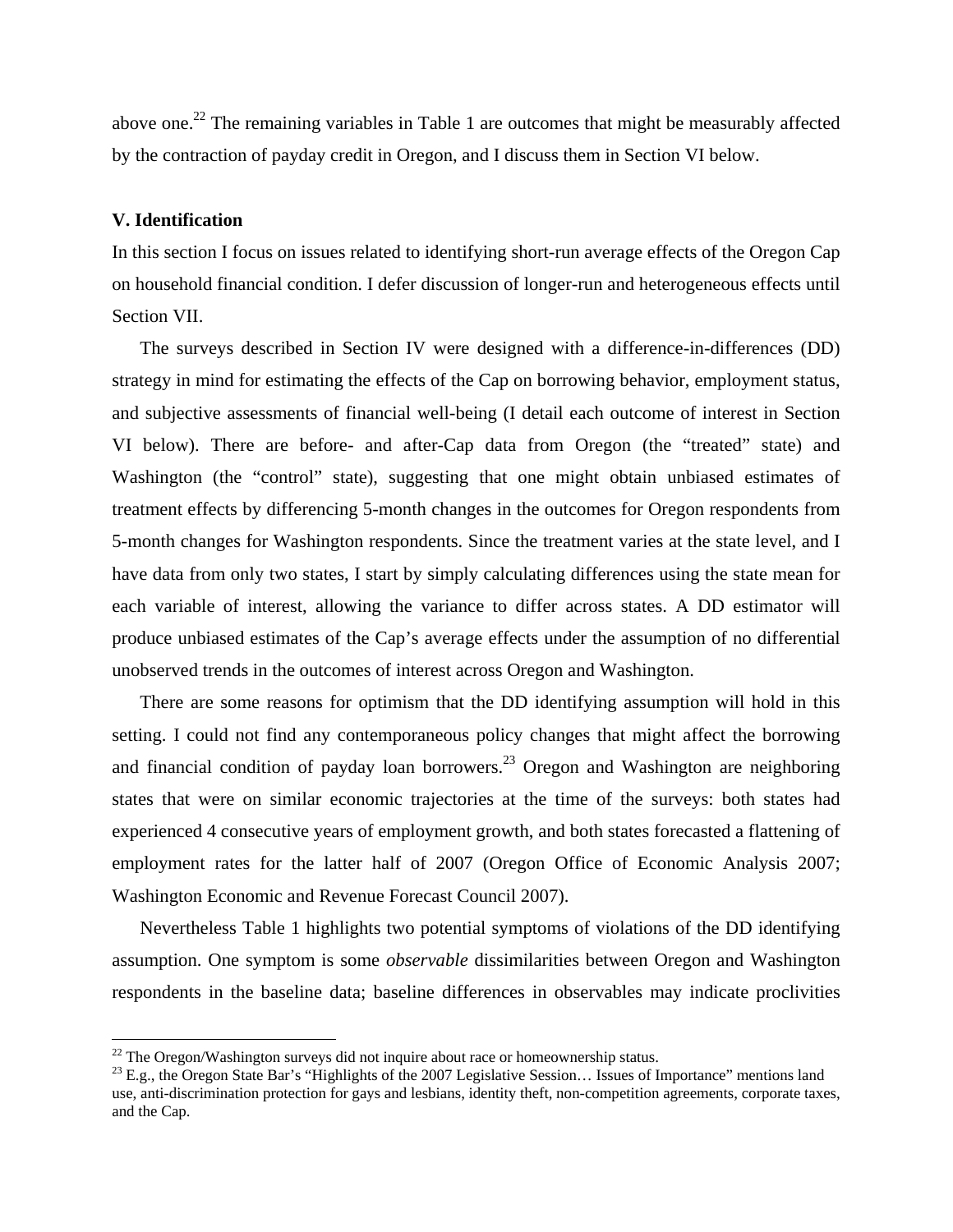above one.[22] The remaining variables in Table 1 are outcomes that might be measurably affected by the contraction of payday credit in Oregon, and I discuss them in Section VI below.

## V. Identification

In this section I focus on issues related to identifying short-run average effects of the Oregon Cap on household financial condition. I defer discussion of longer-run and heterogeneous effects until Section VII.

The surveys described in Section IV were designed with a difference-in-differences (DD) strategy in mind for estimating the effects of the Cap on borrowing behavior, employment status, and subjective assessments of financial well-being (I detail each outcome of interest in Section VI below). There are before- and after-Cap data from Oregon (the "treated" state) and Washington (the "control" state), suggesting that one might obtain unbiased estimates of treatment effects by differencing 5-month changes in the outcomes for Oregon respondents from 5-month changes for Washington respondents. Since the treatment varies at the state level, and I have data from only two states, I start by simply calculating differences using the state mean for each variable of interest, allowing the variance to differ across states. A DD estimator will produce unbiased estimates of the Cap's average effects under the assumption of no differential unobserved trends in the outcomes of interest across Oregon and Washington.

There are some reasons for optimism that the DD identifying assumption will hold in this setting. I could not find any contemporaneous policy changes that might affect the borrowing and financial condition of payday loan borrowers.[23] Oregon and Washington are neighboring states that were on similar economic trajectories at the time of the surveys: both states had experienced 4 consecutive years of employment growth, and both states forecasted a flattening of employment rates for the latter half of 2007 (Oregon Office of Economic Analysis 2007; Washington Economic and Revenue Forecast Council 2007).

Nevertheless Table 1 highlights two potential symptoms of violations of the DD identifying assumption. One symptom is some *observable* dissimilarities between Oregon and Washington respondents in the baseline data; baseline differences in observables may indicate proclivities

[22] The Oregon/Washington surveys did not inquire about race or homeownership status.

[23] E.g., the Oregon State Bar's "Highlights of the 2007 Legislative Session… Issues of Importance" mentions land use, anti-discrimination protection for gays and lesbians, identity theft, non-competition agreements, corporate taxes, and the Cap.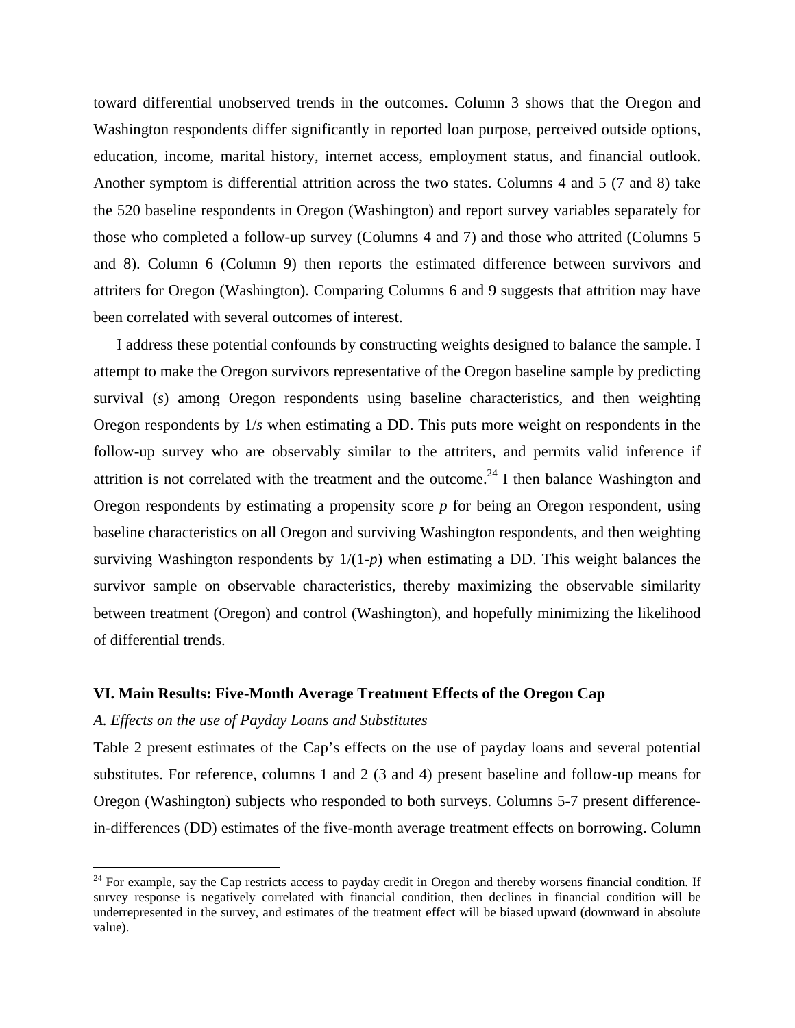toward differential unobserved trends in the outcomes. Column 3 shows that the Oregon and Washington respondents differ significantly in reported loan purpose, perceived outside options, education, income, marital history, internet access, employment status, and financial outlook. Another symptom is differential attrition across the two states. Columns 4 and 5 (7 and 8) take the 520 baseline respondents in Oregon (Washington) and report survey variables separately for those who completed a follow-up survey (Columns 4 and 7) and those who attrited (Columns 5 and 8). Column 6 (Column 9) then reports the estimated difference between survivors and attriters for Oregon (Washington). Comparing Columns 6 and 9 suggests that attrition may have been correlated with several outcomes of interest.

I address these potential confounds by constructing weights designed to balance the sample. I attempt to make the Oregon survivors representative of the Oregon baseline sample by predicting survival ($s$) among Oregon respondents using baseline characteristics, and then weighting Oregon respondents by $1/s$ when estimating a DD. This puts more weight on respondents in the follow-up survey who are observably similar to the attriters, and permits valid inference if attrition is not correlated with the treatment and the outcome.[24] I then balance Washington and Oregon respondents by estimating a propensity score $p$ for being an Oregon respondent, using baseline characteristics on all Oregon and surviving Washington respondents, and then weighting surviving Washington respondents by $1/(1-p)$ when estimating a DD. This weight balances the survivor sample on observable characteristics, thereby maximizing the observable similarity between treatment (Oregon) and control (Washington), and hopefully minimizing the likelihood of differential trends.

## VI. Main Results: Five-Month Average Treatment Effects of the Oregon Cap

### *A. Effects on the use of Payday Loans and Substitutes*

Table 2 present estimates of the Cap's effects on the use of payday loans and several potential substitutes. For reference, columns 1 and 2 (3 and 4) present baseline and follow-up means for Oregon (Washington) subjects who responded to both surveys. Columns 5-7 present difference-in-differences (DD) estimates of the five-month average treatment effects on borrowing. Column

---

[24] For example, say the Cap restricts access to payday credit in Oregon and thereby worsens financial condition. If survey response is negatively correlated with financial condition, then declines in financial condition will be underrepresented in the survey, and estimates of the treatment effect will be biased upward (downward in absolute value).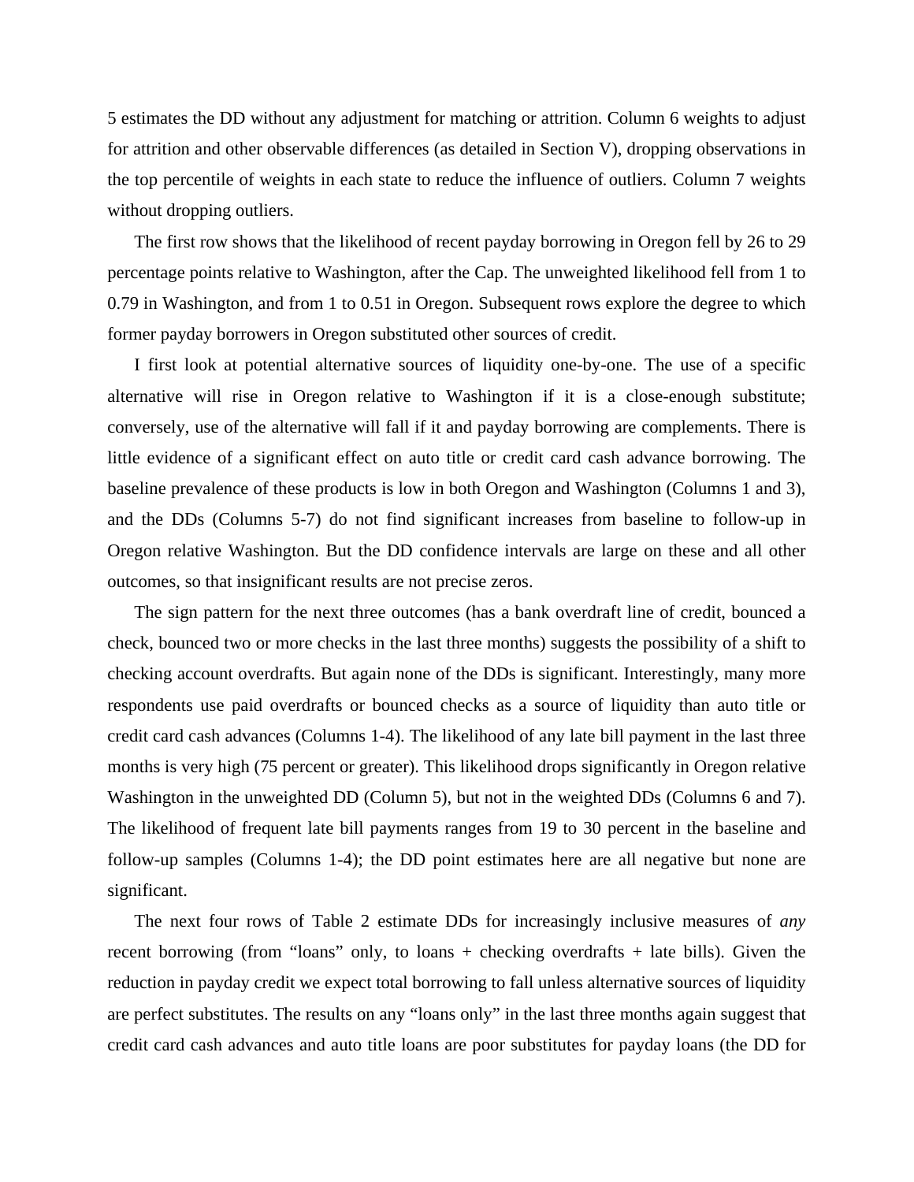5 estimates the DD without any adjustment for matching or attrition. Column 6 weights to adjust for attrition and other observable differences (as detailed in Section V), dropping observations in the top percentile of weights in each state to reduce the influence of outliers. Column 7 weights without dropping outliers.

The first row shows that the likelihood of recent payday borrowing in Oregon fell by 26 to 29 percentage points relative to Washington, after the Cap. The unweighted likelihood fell from 1 to 0.79 in Washington, and from 1 to 0.51 in Oregon. Subsequent rows explore the degree to which former payday borrowers in Oregon substituted other sources of credit.

I first look at potential alternative sources of liquidity one-by-one. The use of a specific alternative will rise in Oregon relative to Washington if it is a close-enough substitute; conversely, use of the alternative will fall if it and payday borrowing are complements. There is little evidence of a significant effect on auto title or credit card cash advance borrowing. The baseline prevalence of these products is low in both Oregon and Washington (Columns 1 and 3), and the DDs (Columns 5-7) do not find significant increases from baseline to follow-up in Oregon relative Washington. But the DD confidence intervals are large on these and all other outcomes, so that insignificant results are not precise zeros.

The sign pattern for the next three outcomes (has a bank overdraft line of credit, bounced a check, bounced two or more checks in the last three months) suggests the possibility of a shift to checking account overdrafts. But again none of the DDs is significant. Interestingly, many more respondents use paid overdrafts or bounced checks as a source of liquidity than auto title or credit card cash advances (Columns 1-4). The likelihood of any late bill payment in the last three months is very high (75 percent or greater). This likelihood drops significantly in Oregon relative Washington in the unweighted DD (Column 5), but not in the weighted DDs (Columns 6 and 7). The likelihood of frequent late bill payments ranges from 19 to 30 percent in the baseline and follow-up samples (Columns 1-4); the DD point estimates here are all negative but none are significant.

The next four rows of Table 2 estimate DDs for increasingly inclusive measures of *any* recent borrowing (from "loans" only, to loans + checking overdrafts + late bills). Given the reduction in payday credit we expect total borrowing to fall unless alternative sources of liquidity are perfect substitutes. The results on any "loans only" in the last three months again suggest that credit card cash advances and auto title loans are poor substitutes for payday loans (the DD for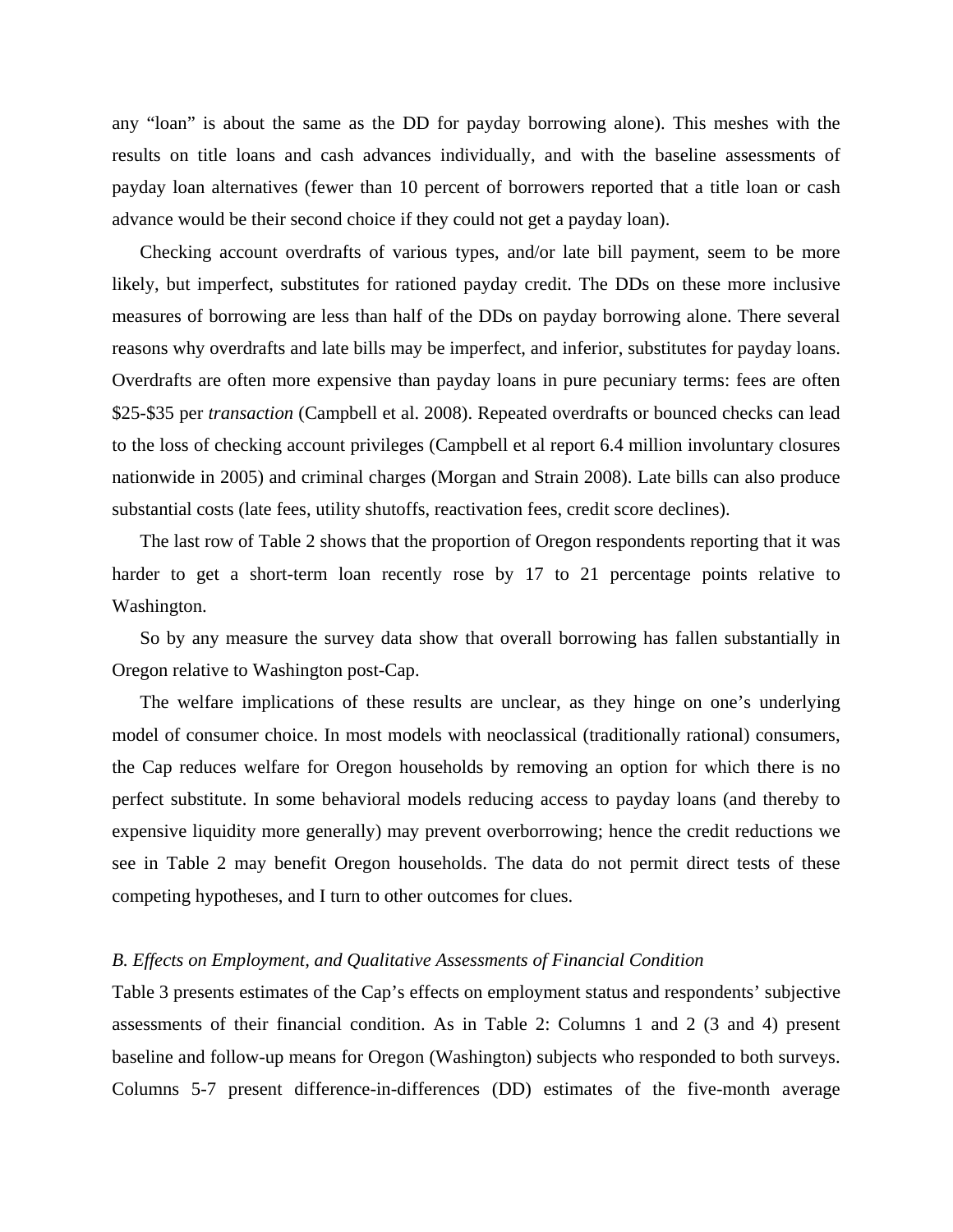any "loan" is about the same as the DD for payday borrowing alone). This meshes with the results on title loans and cash advances individually, and with the baseline assessments of payday loan alternatives (fewer than 10 percent of borrowers reported that a title loan or cash advance would be their second choice if they could not get a payday loan).

Checking account overdrafts of various types, and/or late bill payment, seem to be more likely, but imperfect, substitutes for rationed payday credit. The DDs on these more inclusive measures of borrowing are less than half of the DDs on payday borrowing alone. There several reasons why overdrafts and late bills may be imperfect, and inferior, substitutes for payday loans. Overdrafts are often more expensive than payday loans in pure pecuniary terms: fees are often \$25-\$35 per *transaction* (Campbell et al. 2008). Repeated overdrafts or bounced checks can lead to the loss of checking account privileges (Campbell et al report 6.4 million involuntary closures nationwide in 2005) and criminal charges (Morgan and Strain 2008). Late bills can also produce substantial costs (late fees, utility shutoffs, reactivation fees, credit score declines).

The last row of Table 2 shows that the proportion of Oregon respondents reporting that it was harder to get a short-term loan recently rose by 17 to 21 percentage points relative to Washington.

So by any measure the survey data show that overall borrowing has fallen substantially in Oregon relative to Washington post-Cap.

The welfare implications of these results are unclear, as they hinge on one's underlying model of consumer choice. In most models with neoclassical (traditionally rational) consumers, the Cap reduces welfare for Oregon households by removing an option for which there is no perfect substitute. In some behavioral models reducing access to payday loans (and thereby to expensive liquidity more generally) may prevent overborrowing; hence the credit reductions we see in Table 2 may benefit Oregon households. The data do not permit direct tests of these competing hypotheses, and I turn to other outcomes for clues.

*B. Effects on Employment, and Qualitative Assessments of Financial Condition*

Table 3 presents estimates of the Cap's effects on employment status and respondents' subjective assessments of their financial condition. As in Table 2: Columns 1 and 2 (3 and 4) present baseline and follow-up means for Oregon (Washington) subjects who responded to both surveys. Columns 5-7 present difference-in-differences (DD) estimates of the five-month average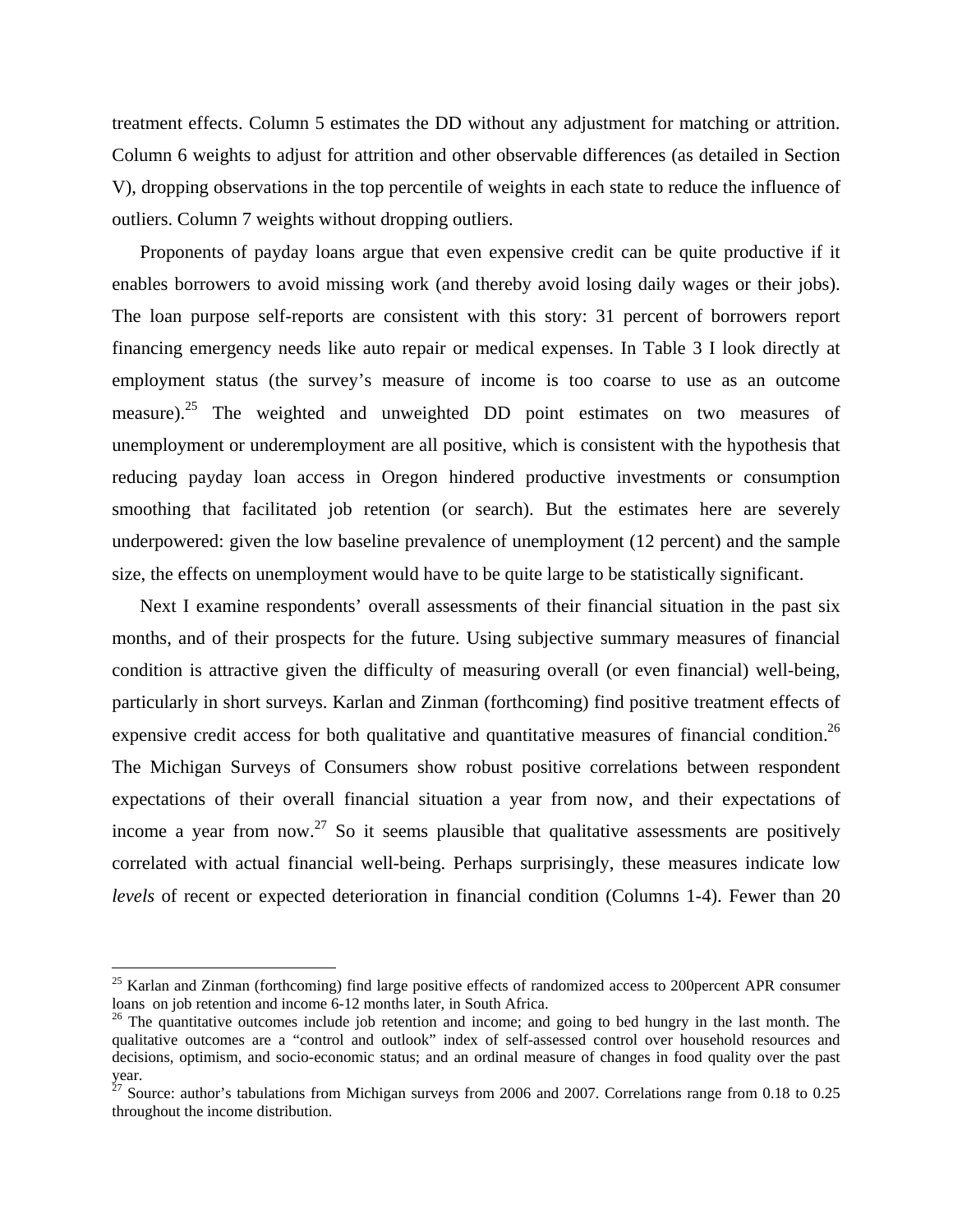treatment effects. Column 5 estimates the DD without any adjustment for matching or attrition. Column 6 weights to adjust for attrition and other observable differences (as detailed in Section V), dropping observations in the top percentile of weights in each state to reduce the influence of outliers. Column 7 weights without dropping outliers.

Proponents of payday loans argue that even expensive credit can be quite productive if it enables borrowers to avoid missing work (and thereby avoid losing daily wages or their jobs). The loan purpose self-reports are consistent with this story: 31 percent of borrowers report financing emergency needs like auto repair or medical expenses. In Table 3 I look directly at employment status (the survey's measure of income is too coarse to use as an outcome measure).[25] The weighted and unweighted DD point estimates on two measures of unemployment or underemployment are all positive, which is consistent with the hypothesis that reducing payday loan access in Oregon hindered productive investments or consumption smoothing that facilitated job retention (or search). But the estimates here are severely underpowered: given the low baseline prevalence of unemployment (12 percent) and the sample size, the effects on unemployment would have to be quite large to be statistically significant.

Next I examine respondents' overall assessments of their financial situation in the past six months, and of their prospects for the future. Using subjective summary measures of financial condition is attractive given the difficulty of measuring overall (or even financial) well-being, particularly in short surveys. Karlan and Zinman (forthcoming) find positive treatment effects of expensive credit access for both qualitative and quantitative measures of financial condition.[26] The Michigan Surveys of Consumers show robust positive correlations between respondent expectations of their overall financial situation a year from now, and their expectations of income a year from now.[27] So it seems plausible that qualitative assessments are positively correlated with actual financial well-being. Perhaps surprisingly, these measures indicate low *levels* of recent or expected deterioration in financial condition (Columns 1-4). Fewer than 20

---

[25] Karlan and Zinman (forthcoming) find large positive effects of randomized access to 200percent APR consumer loans on job retention and income 6-12 months later, in South Africa.

[26] The quantitative outcomes include job retention and income; and going to bed hungry in the last month. The qualitative outcomes are a "control and outlook" index of self-assessed control over household resources and decisions, optimism, and socio-economic status; and an ordinal measure of changes in food quality over the past year.

[27] Source: author's tabulations from Michigan surveys from 2006 and 2007. Correlations range from 0.18 to 0.25 throughout the income distribution.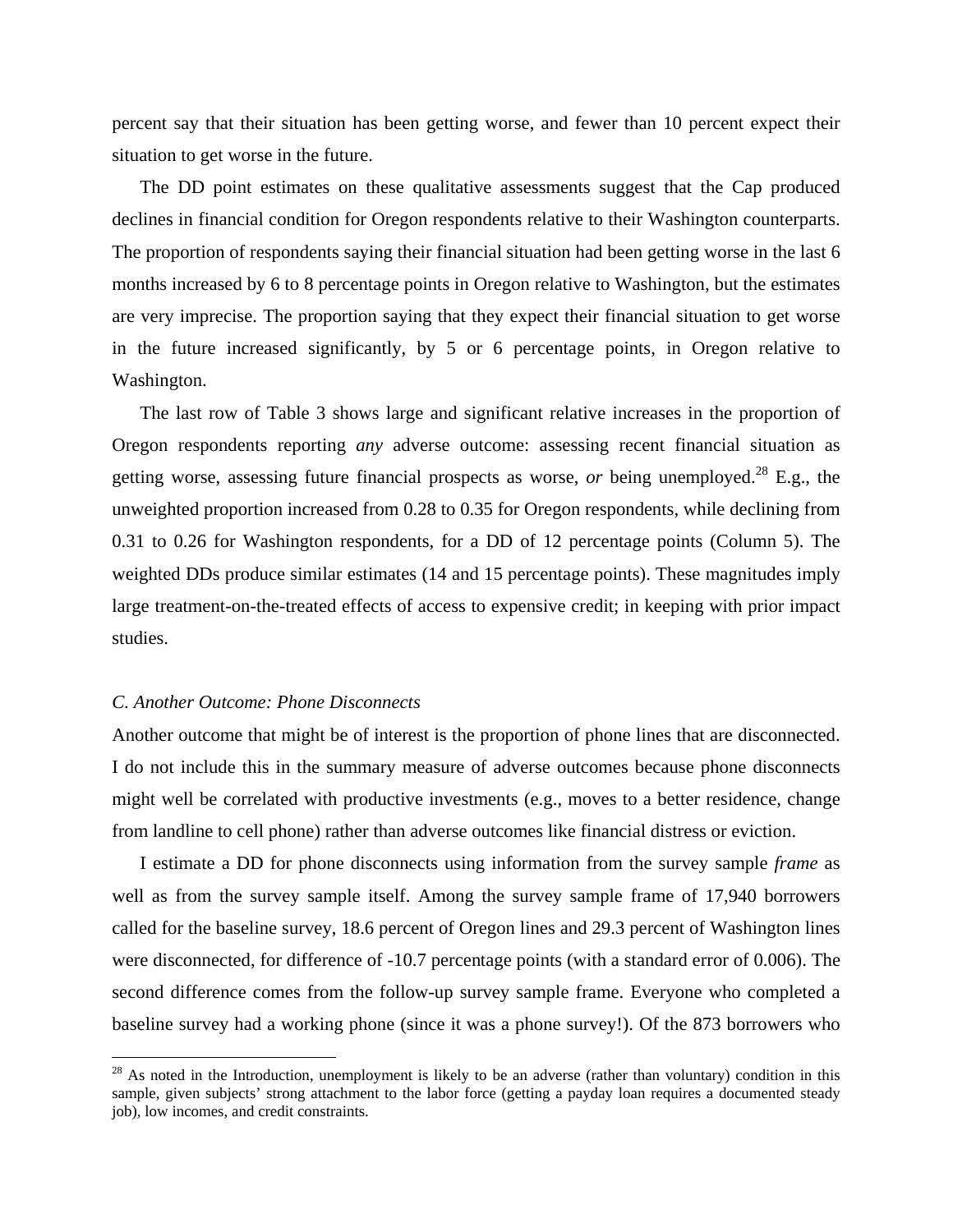percent say that their situation has been getting worse, and fewer than 10 percent expect their situation to get worse in the future.

The DD point estimates on these qualitative assessments suggest that the Cap produced declines in financial condition for Oregon respondents relative to their Washington counterparts. The proportion of respondents saying their financial situation had been getting worse in the last 6 months increased by 6 to 8 percentage points in Oregon relative to Washington, but the estimates are very imprecise. The proportion saying that they expect their financial situation to get worse in the future increased significantly, by 5 or 6 percentage points, in Oregon relative to Washington.

The last row of Table 3 shows large and significant relative increases in the proportion of Oregon respondents reporting *any* adverse outcome: assessing recent financial situation as getting worse, assessing future financial prospects as worse, *or* being unemployed.[28] E.g., the unweighted proportion increased from 0.28 to 0.35 for Oregon respondents, while declining from 0.31 to 0.26 for Washington respondents, for a DD of 12 percentage points (Column 5). The weighted DDs produce similar estimates (14 and 15 percentage points). These magnitudes imply large treatment-on-the-treated effects of access to expensive credit; in keeping with prior impact studies.

### *C. Another Outcome: Phone Disconnects*

Another outcome that might be of interest is the proportion of phone lines that are disconnected. I do not include this in the summary measure of adverse outcomes because phone disconnects might well be correlated with productive investments (e.g., moves to a better residence, change from landline to cell phone) rather than adverse outcomes like financial distress or eviction.

I estimate a DD for phone disconnects using information from the survey sample *frame* as well as from the survey sample itself. Among the survey sample frame of 17,940 borrowers called for the baseline survey, 18.6 percent of Oregon lines and 29.3 percent of Washington lines were disconnected, for difference of -10.7 percentage points (with a standard error of 0.006). The second difference comes from the follow-up survey sample frame. Everyone who completed a baseline survey had a working phone (since it was a phone survey!). Of the 873 borrowers who

[28] As noted in the Introduction, unemployment is likely to be an adverse (rather than voluntary) condition in this sample, given subjects' strong attachment to the labor force (getting a payday loan requires a documented steady job), low incomes, and credit constraints.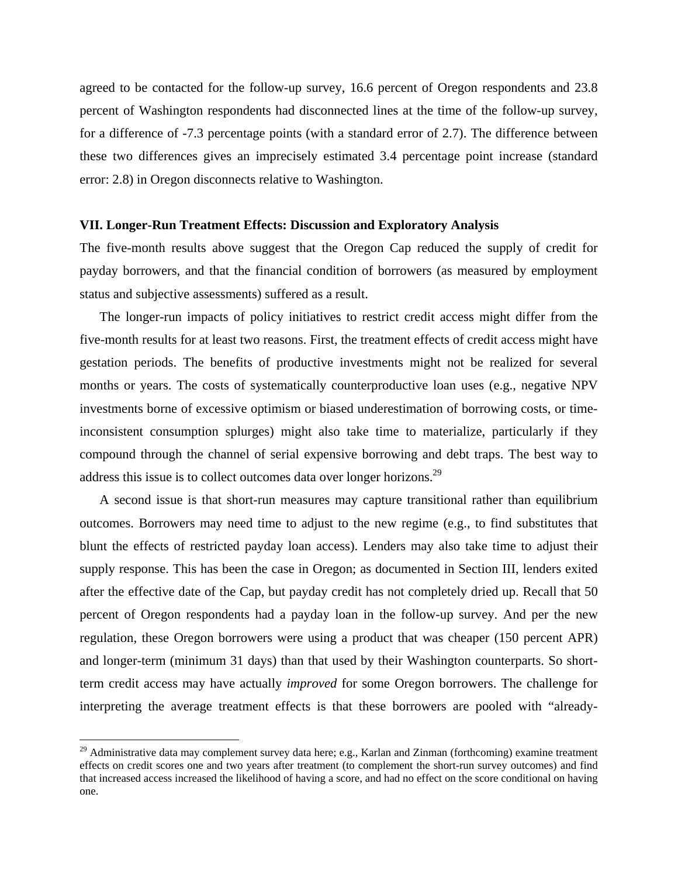agreed to be contacted for the follow-up survey, 16.6 percent of Oregon respondents and 23.8 percent of Washington respondents had disconnected lines at the time of the follow-up survey, for a difference of -7.3 percentage points (with a standard error of 2.7). The difference between these two differences gives an imprecisely estimated 3.4 percentage point increase (standard error: 2.8) in Oregon disconnects relative to Washington.

### VII. Longer-Run Treatment Effects: Discussion and Exploratory Analysis

The five-month results above suggest that the Oregon Cap reduced the supply of credit for payday borrowers, and that the financial condition of borrowers (as measured by employment status and subjective assessments) suffered as a result.

The longer-run impacts of policy initiatives to restrict credit access might differ from the five-month results for at least two reasons. First, the treatment effects of credit access might have gestation periods. The benefits of productive investments might not be realized for several months or years. The costs of systematically counterproductive loan uses (e.g., negative NPV investments borne of excessive optimism or biased underestimation of borrowing costs, or time-inconsistent consumption splurges) might also take time to materialize, particularly if they compound through the channel of serial expensive borrowing and debt traps. The best way to address this issue is to collect outcomes data over longer horizons.[29]

A second issue is that short-run measures may capture transitional rather than equilibrium outcomes. Borrowers may need time to adjust to the new regime (e.g., to find substitutes that blunt the effects of restricted payday loan access). Lenders may also take time to adjust their supply response. This has been the case in Oregon; as documented in Section III, lenders exited after the effective date of the Cap, but payday credit has not completely dried up. Recall that 50 percent of Oregon respondents had a payday loan in the follow-up survey. And per the new regulation, these Oregon borrowers were using a product that was cheaper (150 percent APR) and longer-term (minimum 31 days) than that used by their Washington counterparts. So short-term credit access may have actually *improved* for some Oregon borrowers. The challenge for interpreting the average treatment effects is that these borrowers are pooled with "already-

---

[29] Administrative data may complement survey data here; e.g., Karlan and Zinman (forthcoming) examine treatment effects on credit scores one and two years after treatment (to complement the short-run survey outcomes) and find that increased access increased the likelihood of having a score, and had no effect on the score conditional on having one.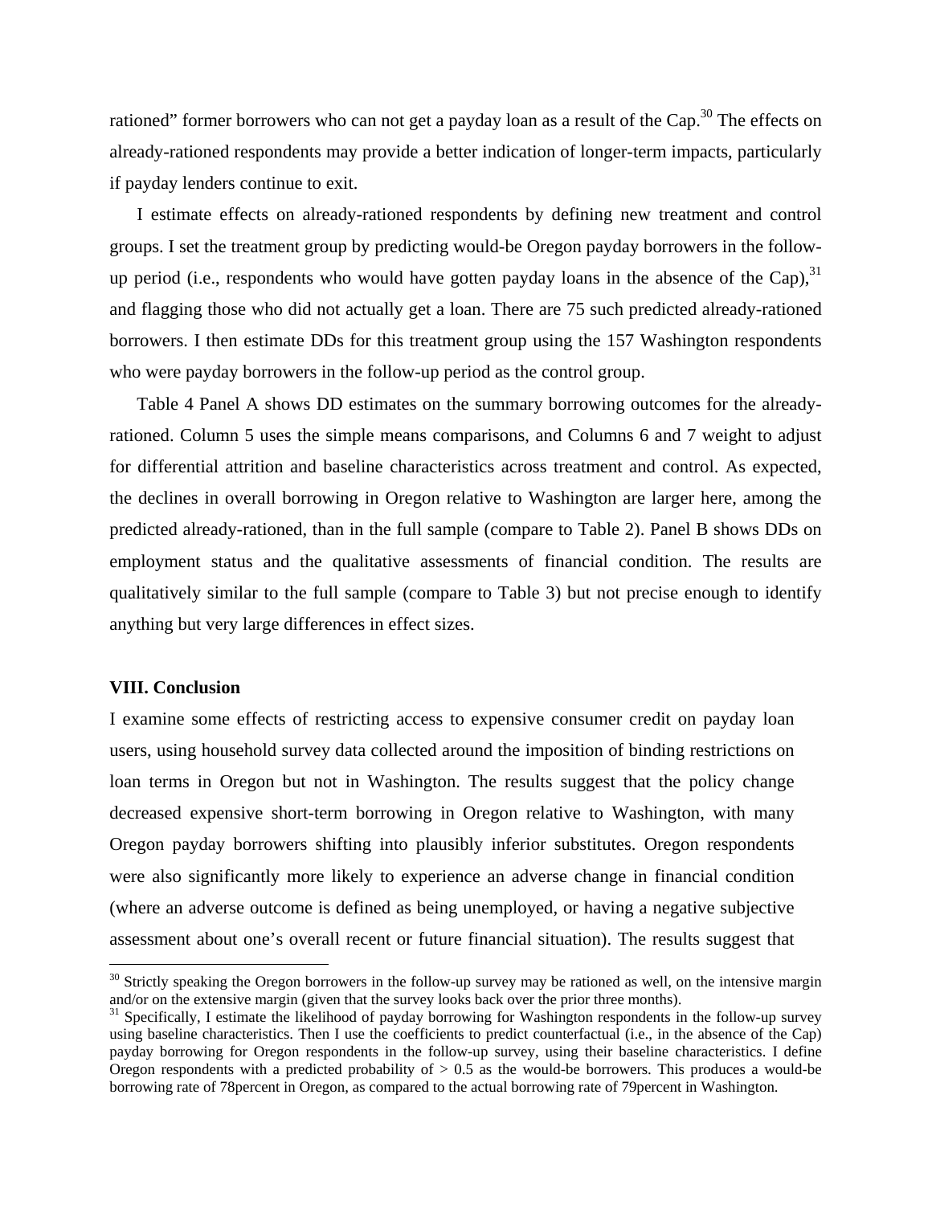rationed" former borrowers who can not get a payday loan as a result of the Cap.[30] The effects on already-rationed respondents may provide a better indication of longer-term impacts, particularly if payday lenders continue to exit.

I estimate effects on already-rationed respondents by defining new treatment and control groups. I set the treatment group by predicting would-be Oregon payday borrowers in the follow-up period (i.e., respondents who would have gotten payday loans in the absence of the Cap),[31] and flagging those who did not actually get a loan. There are 75 such predicted already-rationed borrowers. I then estimate DDs for this treatment group using the 157 Washington respondents who were payday borrowers in the follow-up period as the control group.

Table 4 Panel A shows DD estimates on the summary borrowing outcomes for the already-rationed. Column 5 uses the simple means comparisons, and Columns 6 and 7 weight to adjust for differential attrition and baseline characteristics across treatment and control. As expected, the declines in overall borrowing in Oregon relative to Washington are larger here, among the predicted already-rationed, than in the full sample (compare to Table 2). Panel B shows DDs on employment status and the qualitative assessments of financial condition. The results are qualitatively similar to the full sample (compare to Table 3) but not precise enough to identify anything but very large differences in effect sizes.

## VIII. Conclusion

I examine some effects of restricting access to expensive consumer credit on payday loan users, using household survey data collected around the imposition of binding restrictions on loan terms in Oregon but not in Washington. The results suggest that the policy change decreased expensive short-term borrowing in Oregon relative to Washington, with many Oregon payday borrowers shifting into plausibly inferior substitutes. Oregon respondents were also significantly more likely to experience an adverse change in financial condition (where an adverse outcome is defined as being unemployed, or having a negative subjective assessment about one's overall recent or future financial situation). The results suggest that

---

[30] Strictly speaking the Oregon borrowers in the follow-up survey may be rationed as well, on the intensive margin and/or on the extensive margin (given that the survey looks back over the prior three months).

[31] Specifically, I estimate the likelihood of payday borrowing for Washington respondents in the follow-up survey using baseline characteristics. Then I use the coefficients to predict counterfactual (i.e., in the absence of the Cap) payday borrowing for Oregon respondents in the follow-up survey, using their baseline characteristics. I define Oregon respondents with a predicted probability of > 0.5 as the would-be borrowers. This produces a would-be borrowing rate of 78percent in Oregon, as compared to the actual borrowing rate of 79percent in Washington.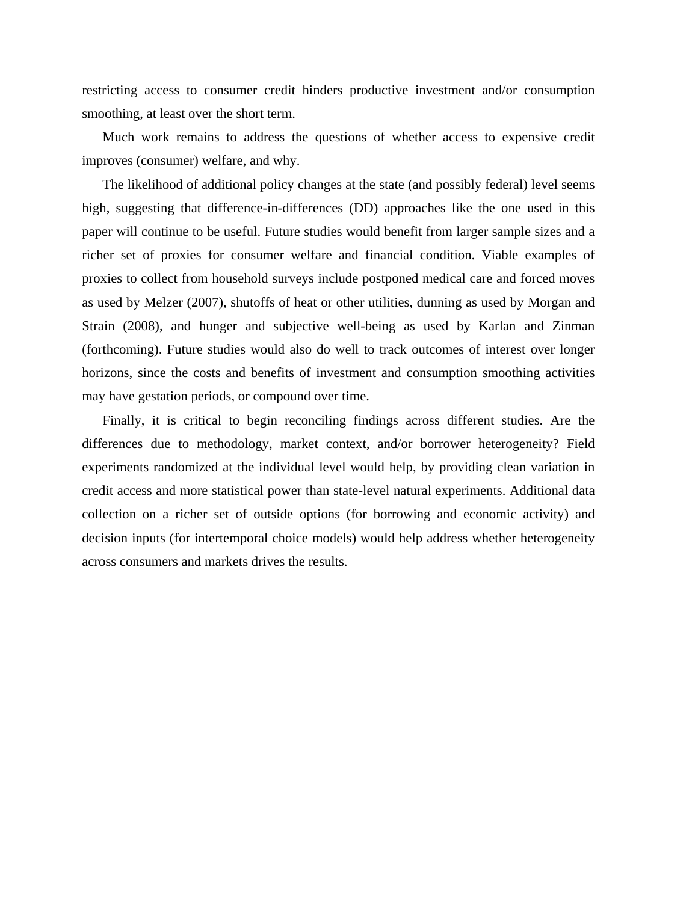restricting access to consumer credit hinders productive investment and/or consumption smoothing, at least over the short term.

Much work remains to address the questions of whether access to expensive credit improves (consumer) welfare, and why.

The likelihood of additional policy changes at the state (and possibly federal) level seems high, suggesting that difference-in-differences (DD) approaches like the one used in this paper will continue to be useful. Future studies would benefit from larger sample sizes and a richer set of proxies for consumer welfare and financial condition. Viable examples of proxies to collect from household surveys include postponed medical care and forced moves as used by Melzer (2007), shutoffs of heat or other utilities, dunning as used by Morgan and Strain (2008), and hunger and subjective well-being as used by Karlan and Zinman (forthcoming). Future studies would also do well to track outcomes of interest over longer horizons, since the costs and benefits of investment and consumption smoothing activities may have gestation periods, or compound over time.

Finally, it is critical to begin reconciling findings across different studies. Are the differences due to methodology, market context, and/or borrower heterogeneity? Field experiments randomized at the individual level would help, by providing clean variation in credit access and more statistical power than state-level natural experiments. Additional data collection on a richer set of outside options (for borrowing and economic activity) and decision inputs (for intertemporal choice models) would help address whether heterogeneity across consumers and markets drives the results.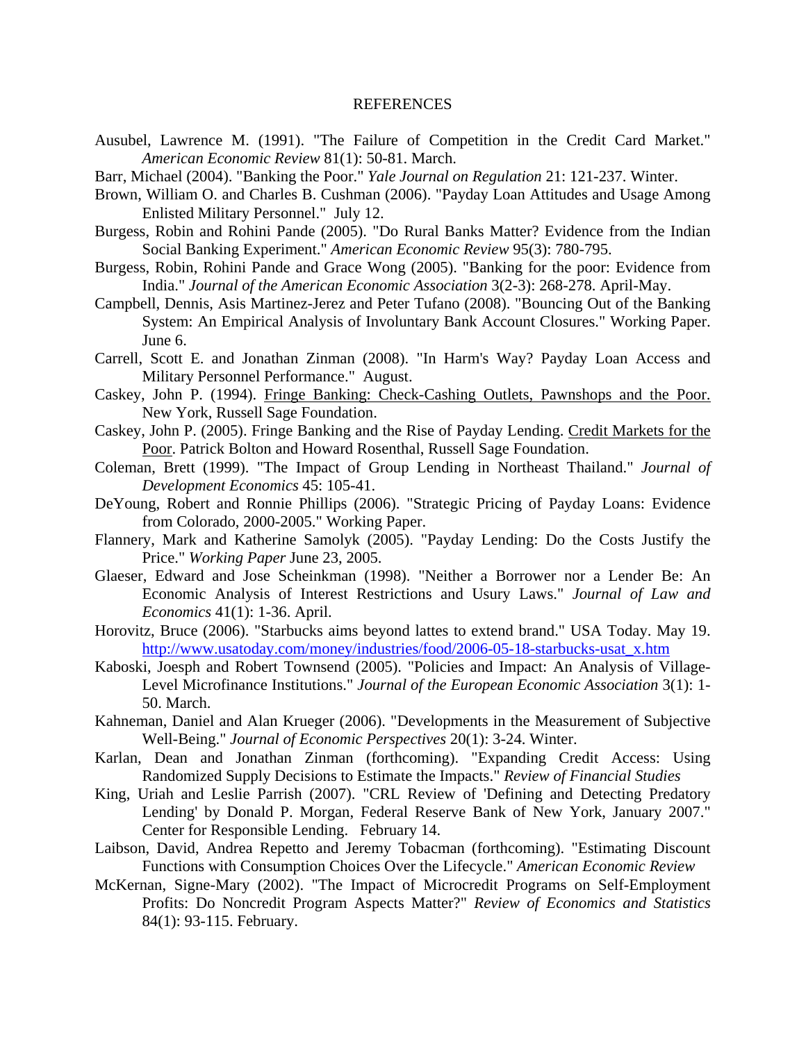## REFERENCES

Ausubel, Lawrence M. (1991). "The Failure of Competition in the Credit Card Market." *American Economic Review* 81(1): 50-81. March.

Barr, Michael (2004). "Banking the Poor." *Yale Journal on Regulation* 21: 121-237. Winter.

Brown, William O. and Charles B. Cushman (2006). "Payday Loan Attitudes and Usage Among Enlisted Military Personnel." July 12.

Burgess, Robin and Rohini Pande (2005). "Do Rural Banks Matter? Evidence from the Indian Social Banking Experiment." *American Economic Review* 95(3): 780-795.

Burgess, Robin, Rohini Pande and Grace Wong (2005). "Banking for the poor: Evidence from India." *Journal of the American Economic Association* 3(2-3): 268-278. April-May.

Campbell, Dennis, Asis Martinez-Jerez and Peter Tufano (2008). "Bouncing Out of the Banking System: An Empirical Analysis of Involuntary Bank Account Closures." Working Paper. June 6.

Carrell, Scott E. and Jonathan Zinman (2008). "In Harm's Way? Payday Loan Access and Military Personnel Performance." August.

Caskey, John P. (1994). Fringe Banking: Check-Cashing Outlets, Pawnshops and the Poor. New York, Russell Sage Foundation.

Caskey, John P. (2005). Fringe Banking and the Rise of Payday Lending. Credit Markets for the Poor. Patrick Bolton and Howard Rosenthal, Russell Sage Foundation.

Coleman, Brett (1999). "The Impact of Group Lending in Northeast Thailand." *Journal of Development Economics* 45: 105-41.

DeYoung, Robert and Ronnie Phillips (2006). "Strategic Pricing of Payday Loans: Evidence from Colorado, 2000-2005." Working Paper.

Flannery, Mark and Katherine Samolyk (2005). "Payday Lending: Do the Costs Justify the Price." *Working Paper* June 23, 2005.

Glaeser, Edward and Jose Scheinkman (1998). "Neither a Borrower nor a Lender Be: An Economic Analysis of Interest Restrictions and Usury Laws." *Journal of Law and Economics* 41(1): 1-36. April.

Horovitz, Bruce (2006). "Starbucks aims beyond lattes to extend brand." USA Today. May 19. http://www.usatoday.com/money/industries/food/2006-05-18-starbucks-usat_x.htm

Kaboski, Joesph and Robert Townsend (2005). "Policies and Impact: An Analysis of Village-Level Microfinance Institutions." *Journal of the European Economic Association* 3(1): 1-50. March.

Kahneman, Daniel and Alan Krueger (2006). "Developments in the Measurement of Subjective Well-Being." *Journal of Economic Perspectives* 20(1): 3-24. Winter.

Karlan, Dean and Jonathan Zinman (forthcoming). "Expanding Credit Access: Using Randomized Supply Decisions to Estimate the Impacts." *Review of Financial Studies*

King, Uriah and Leslie Parrish (2007). "CRL Review of 'Defining and Detecting Predatory Lending' by Donald P. Morgan, Federal Reserve Bank of New York, January 2007." Center for Responsible Lending. February 14.

Laibson, David, Andrea Repetto and Jeremy Tobacman (forthcoming). "Estimating Discount Functions with Consumption Choices Over the Lifecycle." *American Economic Review*

McKernan, Signe-Mary (2002). "The Impact of Microcredit Programs on Self-Employment Profits: Do Noncredit Program Aspects Matter?" *Review of Economics and Statistics* 84(1): 93-115. February.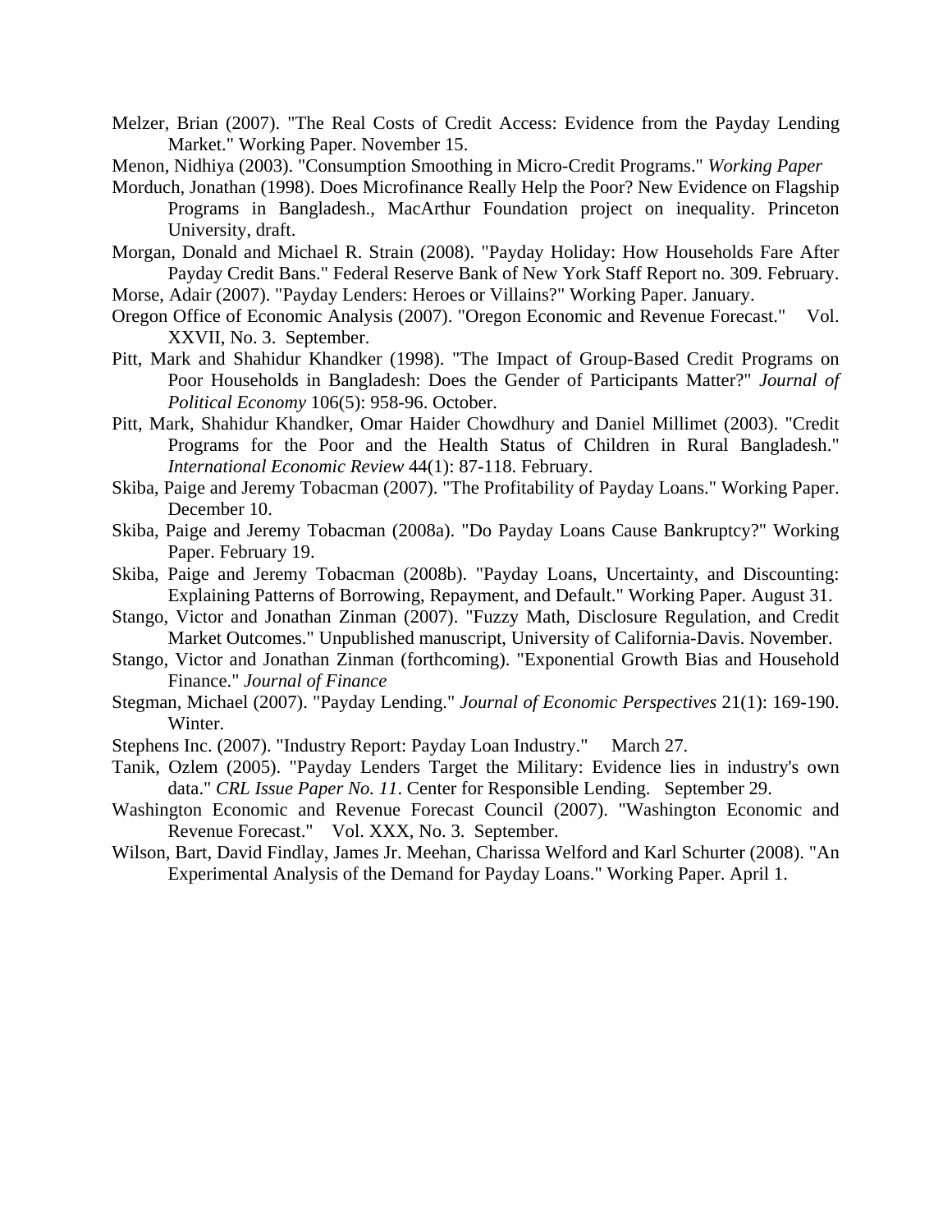Melzer, Brian (2007). "The Real Costs of Credit Access: Evidence from the Payday Lending Market." Working Paper. November 15.

Menon, Nidhiya (2003). "Consumption Smoothing in Micro-Credit Programs." *Working Paper*

Morduch, Jonathan (1998). Does Microfinance Really Help the Poor? New Evidence on Flagship Programs in Bangladesh., MacArthur Foundation project on inequality. Princeton University, draft.

Morgan, Donald and Michael R. Strain (2008). "Payday Holiday: How Households Fare After Payday Credit Bans." Federal Reserve Bank of New York Staff Report no. 309. February.

Morse, Adair (2007). "Payday Lenders: Heroes or Villains?" Working Paper. January.

Oregon Office of Economic Analysis (2007). "Oregon Economic and Revenue Forecast." Vol. XXVII, No. 3. September.

Pitt, Mark and Shahidur Khandker (1998). "The Impact of Group-Based Credit Programs on Poor Households in Bangladesh: Does the Gender of Participants Matter?" *Journal of Political Economy* 106(5): 958-96. October.

Pitt, Mark, Shahidur Khandker, Omar Haider Chowdhury and Daniel Millimet (2003). "Credit Programs for the Poor and the Health Status of Children in Rural Bangladesh." *International Economic Review* 44(1): 87-118. February.

Skiba, Paige and Jeremy Tobacman (2007). "The Profitability of Payday Loans." Working Paper. December 10.

Skiba, Paige and Jeremy Tobacman (2008a). "Do Payday Loans Cause Bankruptcy?" Working Paper. February 19.

Skiba, Paige and Jeremy Tobacman (2008b). "Payday Loans, Uncertainty, and Discounting: Explaining Patterns of Borrowing, Repayment, and Default." Working Paper. August 31.

Stango, Victor and Jonathan Zinman (2007). "Fuzzy Math, Disclosure Regulation, and Credit Market Outcomes." Unpublished manuscript, University of California-Davis. November.

Stango, Victor and Jonathan Zinman (forthcoming). "Exponential Growth Bias and Household Finance." *Journal of Finance*

Stegman, Michael (2007). "Payday Lending." *Journal of Economic Perspectives* 21(1): 169-190. Winter.

Stephens Inc. (2007). "Industry Report: Payday Loan Industry." March 27.

Tanik, Ozlem (2005). "Payday Lenders Target the Military: Evidence lies in industry's own data." *CRL Issue Paper No. 11*. Center for Responsible Lending. September 29.

Washington Economic and Revenue Forecast Council (2007). "Washington Economic and Revenue Forecast." Vol. XXX, No. 3. September.

Wilson, Bart, David Findlay, James Jr. Meehan, Charissa Welford and Karl Schurter (2008). "An Experimental Analysis of the Demand for Payday Loans." Working Paper. April 1.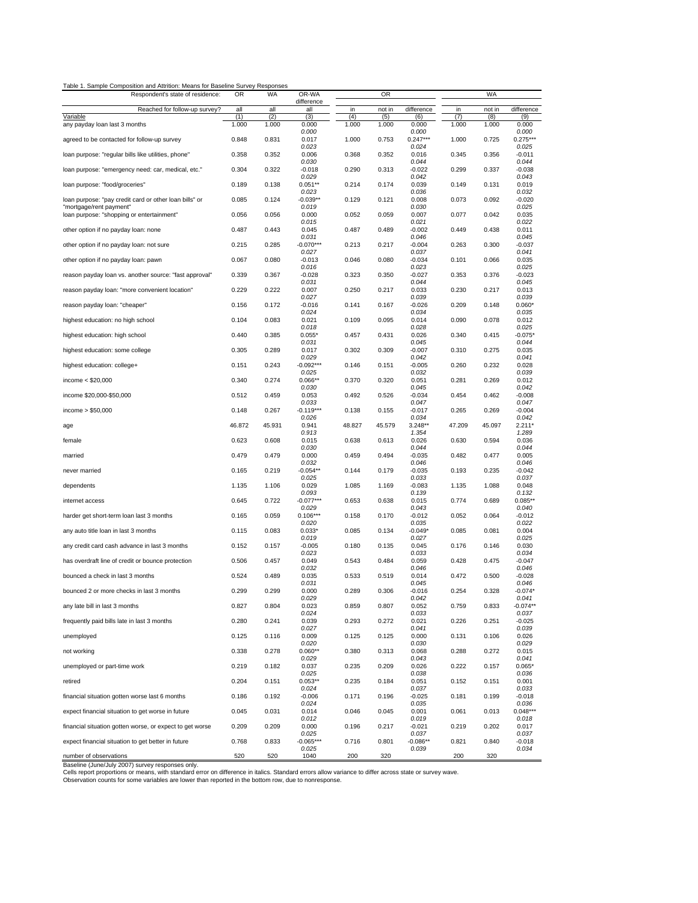Table 1. Sample Composition and Attrition: Means for Baseline Survey Responses

| Respondent's state of residence: | OR | WA | OR-WA difference | OR | | | WA | | |
|---|---|---|---|---|---|---|---|---|---|
| Reached for follow-up survey? | all | all | all | in | not in | difference | in | not in | difference |
| Variable | (1) | (2) | (3) | (4) | (5) | (6) | (7) | (8) | (9) |
| any payday loan last 3 months | 1.000 | 1.000 | 0.000 | 1.000 | 1.000 | 0.000 | 1.000 | 1.000 | 0.000 |
| | | | *0.000* | | | *0.000* | | | *0.000* |
| agreed to be contacted for follow-up survey | 0.848 | 0.831 | 0.017 | 1.000 | 0.753 | 0.247*** | 1.000 | 0.725 | 0.275*** |
| | | | *0.023* | | | *0.024* | | | *0.025* |
| loan purpose: "regular bills like utilities, phone" | 0.358 | 0.352 | 0.006 | 0.368 | 0.352 | 0.016 | 0.345 | 0.356 | -0.011 |
| | | | *0.030* | | | *0.044* | | | *0.044* |
| loan purpose: "emergency need: car, medical, etc." | 0.304 | 0.322 | -0.018 | 0.290 | 0.313 | -0.022 | 0.299 | 0.337 | -0.038 |
| | | | *0.029* | | | *0.042* | | | *0.043* |
| loan purpose: "food/groceries" | 0.189 | 0.138 | 0.051** | 0.214 | 0.174 | 0.039 | 0.149 | 0.131 | 0.019 |
| | | | *0.023* | | | *0.036* | | | *0.032* |
| loan purpose: "pay credit card or other loan bills" or "mortgage/rent payment" | 0.085 | 0.124 | -0.039** | 0.129 | 0.121 | 0.008 | 0.073 | 0.092 | -0.020 |
| | | | *0.019* | | | *0.030* | | | *0.025* |
| loan purpose: "shopping or entertainment" | 0.056 | 0.056 | 0.000 | 0.052 | 0.059 | 0.007 | 0.077 | 0.042 | 0.035 |
| | | | *0.015* | | | *0.021* | | | *0.022* |
| other option if no payday loan: none | 0.487 | 0.443 | 0.045 | 0.487 | 0.489 | -0.002 | 0.449 | 0.438 | 0.011 |
| | | | *0.031* | | | *0.046* | | | *0.045* |
| other option if no payday loan: not sure | 0.215 | 0.285 | -0.070*** | 0.213 | 0.217 | -0.004 | 0.263 | 0.300 | -0.037 |
| | | | *0.027* | | | *0.037* | | | *0.041* |
| other option if no payday loan: pawn | 0.067 | 0.080 | -0.013 | 0.046 | 0.080 | -0.034 | 0.101 | 0.066 | 0.035 |
| | | | *0.016* | | | *0.023* | | | *0.025* |
| reason payday loan vs. another source: "fast approval" | 0.339 | 0.367 | -0.028 | 0.323 | 0.350 | -0.027 | 0.353 | 0.376 | -0.023 |
| | | | *0.031* | | | *0.044* | | | *0.045* |
| reason payday loan: "more convenient location" | 0.229 | 0.222 | 0.007 | 0.250 | 0.217 | 0.033 | 0.230 | 0.217 | 0.013 |
| | | | *0.027* | | | *0.039* | | | *0.039* |
| reason payday loan: "cheaper" | 0.156 | 0.172 | -0.016 | 0.141 | 0.167 | -0.026 | 0.209 | 0.148 | 0.060* |
| | | | *0.024* | | | *0.034* | | | *0.035* |
| highest education: no high school | 0.104 | 0.083 | 0.021 | 0.109 | 0.095 | 0.014 | 0.090 | 0.078 | 0.012 |
| | | | *0.018* | | | *0.028* | | | *0.025* |
| highest education: high school | 0.440 | 0.385 | 0.055* | 0.457 | 0.431 | 0.026 | 0.340 | 0.415 | -0.075* |
| | | | *0.031* | | | *0.045* | | | *0.044* |
| highest education: some college | 0.305 | 0.289 | 0.017 | 0.302 | 0.309 | -0.007 | 0.310 | 0.275 | 0.035 |
| | | | *0.029* | | | *0.042* | | | *0.041* |
| highest education: college+ | 0.151 | 0.243 | -0.092*** | 0.146 | 0.151 | -0.005 | 0.260 | 0.232 | 0.028 |
| | | | *0.025* | | | *0.032* | | | *0.039* |
| income < $20,000 | 0.340 | 0.274 | 0.066** | 0.370 | 0.320 | 0.051 | 0.281 | 0.269 | 0.012 |
| | | | *0.030* | | | *0.045* | | | *0.042* |
| income $20,000-$50,000 | 0.512 | 0.459 | 0.053 | 0.492 | 0.526 | -0.034 | 0.454 | 0.462 | -0.008 |
| | | | *0.033* | | | *0.047* | | | *0.047* |
| income > $50,000 | 0.148 | 0.267 | -0.119*** | 0.138 | 0.155 | -0.017 | 0.265 | 0.269 | -0.004 |
| | | | *0.026* | | | *0.034* | | | *0.042* |
| age | 46.872 | 45.931 | 0.941 | 48.827 | 45.579 | 3.248** | 47.209 | 45.097 | 2.211* |
| | | | *0.913* | | | *1.354* | | | *1.289* |
| female | 0.623 | 0.608 | 0.015 | 0.638 | 0.613 | 0.026 | 0.630 | 0.594 | 0.036 |
| | | | *0.030* | | | *0.044* | | | *0.044* |
| married | 0.479 | 0.479 | 0.000 | 0.459 | 0.494 | -0.035 | 0.482 | 0.477 | 0.005 |
| | | | *0.032* | | | *0.046* | | | *0.046* |
| never married | 0.165 | 0.219 | -0.054** | 0.144 | 0.179 | -0.035 | 0.193 | 0.235 | -0.042 |
| | | | *0.025* | | | *0.033* | | | *0.037* |
| dependents | 1.135 | 1.106 | 0.029 | 1.085 | 1.169 | -0.083 | 1.135 | 1.088 | 0.048 |
| | | | *0.093* | | | *0.139* | | | *0.132* |
| internet access | 0.645 | 0.722 | -0.077*** | 0.653 | 0.638 | 0.015 | 0.774 | 0.689 | 0.085** |
| | | | *0.029* | | | *0.043* | | | *0.040* |
| harder get short-term loan last 3 months | 0.165 | 0.059 | 0.106*** | 0.158 | 0.170 | -0.012 | 0.052 | 0.064 | -0.012 |
| | | | *0.020* | | | *0.035* | | | *0.022* |
| any auto title loan in last 3 months | 0.115 | 0.083 | 0.033* | 0.085 | 0.134 | -0.049* | 0.085 | 0.081 | 0.004 |
| | | | *0.019* | | | *0.027* | | | *0.025* |
| any credit card cash advance in last 3 months | 0.152 | 0.157 | -0.005 | 0.180 | 0.135 | 0.045 | 0.176 | 0.146 | 0.030 |
| | | | *0.023* | | | *0.033* | | | *0.034* |
| has overdraft line of credit or bounce protection | 0.506 | 0.457 | 0.049 | 0.543 | 0.484 | 0.059 | 0.428 | 0.475 | -0.047 |
| | | | *0.032* | | | *0.046* | | | *0.046* |
| bounced a check in last 3 months | 0.524 | 0.489 | 0.035 | 0.533 | 0.519 | 0.014 | 0.472 | 0.500 | -0.028 |
| | | | *0.031* | | | *0.045* | | | *0.046* |
| bounced 2 or more checks in last 3 months | 0.299 | 0.299 | 0.000 | 0.289 | 0.306 | -0.016 | 0.254 | 0.328 | -0.074* |
| | | | *0.029* | | | *0.042* | | | *0.041* |
| any late bill in last 3 months | 0.827 | 0.804 | 0.023 | 0.859 | 0.807 | 0.052 | 0.759 | 0.833 | -0.074** |
| | | | *0.024* | | | *0.033* | | | *0.037* |
| frequently paid bills late in last 3 months | 0.280 | 0.241 | 0.039 | 0.293 | 0.272 | 0.021 | 0.226 | 0.251 | -0.025 |
| | | | *0.027* | | | *0.041* | | | *0.039* |
| unemployed | 0.125 | 0.116 | 0.009 | 0.125 | 0.125 | 0.000 | 0.131 | 0.106 | 0.026 |
| | | | *0.020* | | | *0.030* | | | *0.029* |
| not working | 0.338 | 0.278 | 0.060** | 0.380 | 0.313 | 0.068 | 0.288 | 0.272 | 0.015 |
| | | | *0.029* | | | *0.043* | | | *0.041* |
| unemployed or part-time work | 0.219 | 0.182 | 0.037 | 0.235 | 0.209 | 0.026 | 0.222 | 0.157 | 0.065* |
| | | | *0.025* | | | *0.038* | | | *0.036* |
| retired | 0.204 | 0.151 | 0.053** | 0.235 | 0.184 | 0.051 | 0.152 | 0.151 | 0.001 |
| | | | *0.024* | | | *0.037* | | | *0.033* |
| financial situation gotten worse last 6 months | 0.186 | 0.192 | -0.006 | 0.171 | 0.196 | -0.025 | 0.181 | 0.199 | -0.018 |
| | | | *0.024* | | | *0.035* | | | *0.036* |
| expect financial situation to get worse in future | 0.045 | 0.031 | 0.014 | 0.046 | 0.045 | 0.001 | 0.061 | 0.013 | 0.048*** |
| | | | *0.012* | | | *0.019* | | | *0.018* |
| financial situation gotten worse, or expect to get worse | 0.209 | 0.209 | 0.000 | 0.196 | 0.217 | -0.021 | 0.219 | 0.202 | 0.017 |
| | | | *0.025* | | | *0.037* | | | *0.037* |
| expect financial situation to get better in future | 0.768 | 0.833 | -0.065*** | 0.716 | 0.801 | -0.086** | 0.821 | 0.840 | -0.018 |
| | | | *0.025* | | | *0.039* | | | *0.034* |
| number of observations | 520 | 520 | 1040 | 200 | 320 | | 200 | 320 | |

Baseline (June/July 2007) survey responses only.
Cells report proportions or means, with standard error on difference in italics. Standard errors allow variance to differ across state or survey wave.
Observation counts for some variables are lower than reported in the bottom row, due to nonresponse.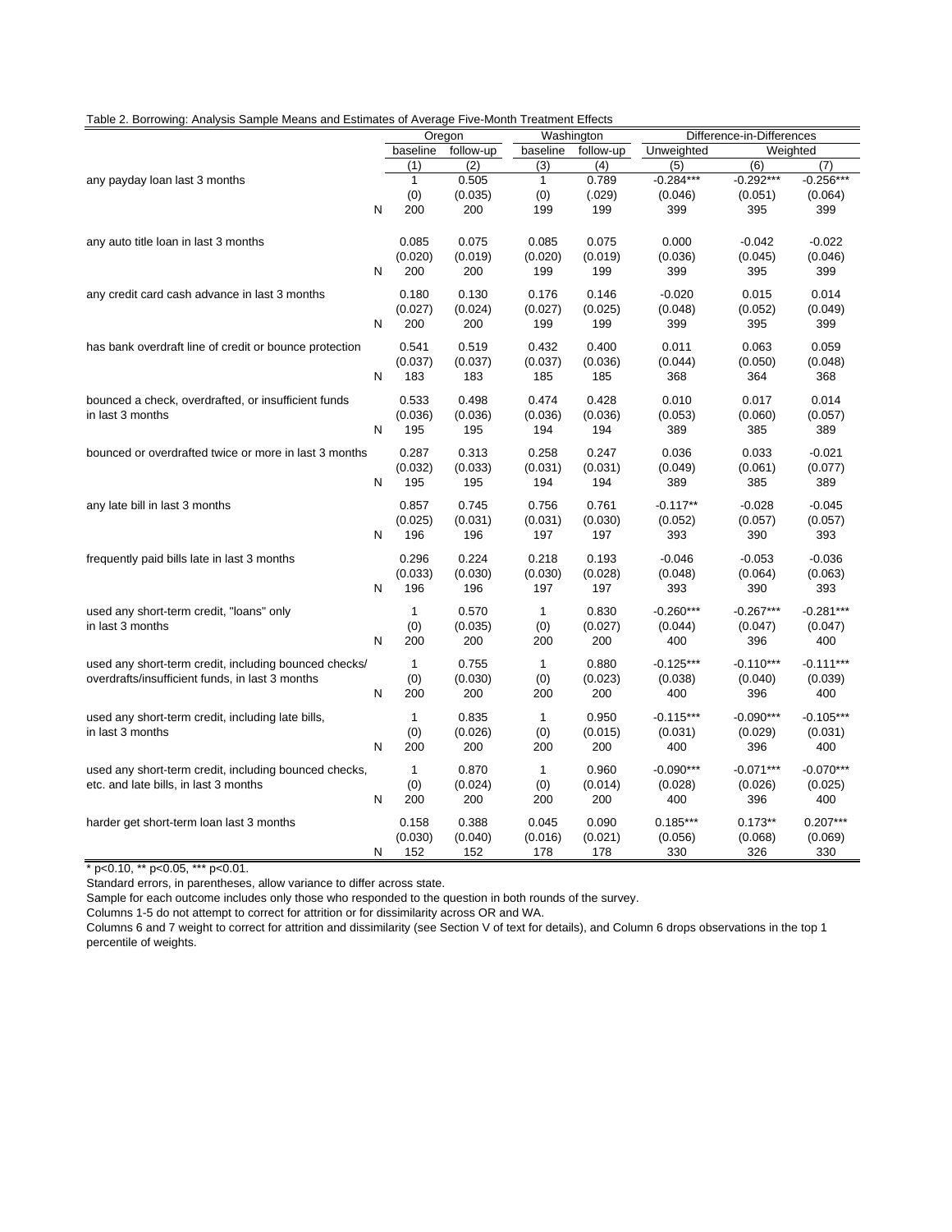Table 2. Borrowing: Analysis Sample Means and Estimates of Average Five-Month Treatment Effects

| | | Oregon | | Washington | | Difference-in-Differences | | |
|---|---|---|---|---|---|---|---|---|
| | | baseline | follow-up | baseline | follow-up | Unweighted | Weighted | |
| | | (1) | (2) | (3) | (4) | (5) | (6) | (7) |
| any payday loan last 3 months | | 1 | 0.505 | 1 | 0.789 | -0.284*** | -0.292*** | -0.256*** |
| | | (0) | (0.035) | (0) | (.029) | (0.046) | (0.051) | (0.064) |
| | N | 200 | 200 | 199 | 199 | 399 | 395 | 399 |
| any auto title loan in last 3 months | | 0.085 | 0.075 | 0.085 | 0.075 | 0.000 | -0.042 | -0.022 |
| | | (0.020) | (0.019) | (0.020) | (0.019) | (0.036) | (0.045) | (0.046) |
| | N | 200 | 200 | 199 | 199 | 399 | 395 | 399 |
| any credit card cash advance in last 3 months | | 0.180 | 0.130 | 0.176 | 0.146 | -0.020 | 0.015 | 0.014 |
| | | (0.027) | (0.024) | (0.027) | (0.025) | (0.048) | (0.052) | (0.049) |
| | N | 200 | 200 | 199 | 199 | 399 | 395 | 399 |
| has bank overdraft line of credit or bounce protection | | 0.541 | 0.519 | 0.432 | 0.400 | 0.011 | 0.063 | 0.059 |
| | | (0.037) | (0.037) | (0.037) | (0.036) | (0.044) | (0.050) | (0.048) |
| | N | 183 | 183 | 185 | 185 | 368 | 364 | 368 |
| bounced a check, overdrafted, or insufficient funds in last 3 months | | 0.533 | 0.498 | 0.474 | 0.428 | 0.010 | 0.017 | 0.014 |
| | | (0.036) | (0.036) | (0.036) | (0.036) | (0.053) | (0.060) | (0.057) |
| | N | 195 | 195 | 194 | 194 | 389 | 385 | 389 |
| bounced or overdrafted twice or more in last 3 months | | 0.287 | 0.313 | 0.258 | 0.247 | 0.036 | 0.033 | -0.021 |
| | | (0.032) | (0.033) | (0.031) | (0.031) | (0.049) | (0.061) | (0.077) |
| | N | 195 | 195 | 194 | 194 | 389 | 385 | 389 |
| any late bill in last 3 months | | 0.857 | 0.745 | 0.756 | 0.761 | -0.117** | -0.028 | -0.045 |
| | | (0.025) | (0.031) | (0.031) | (0.030) | (0.052) | (0.057) | (0.057) |
| | N | 196 | 196 | 197 | 197 | 393 | 390 | 393 |
| frequently paid bills late in last 3 months | | 0.296 | 0.224 | 0.218 | 0.193 | -0.046 | -0.053 | -0.036 |
| | | (0.033) | (0.030) | (0.030) | (0.028) | (0.048) | (0.064) | (0.063) |
| | N | 196 | 196 | 197 | 197 | 393 | 390 | 393 |
| used any short-term credit, "loans" only in last 3 months | | 1 | 0.570 | 1 | 0.830 | -0.260*** | -0.267*** | -0.281*** |
| | | (0) | (0.035) | (0) | (0.027) | (0.044) | (0.047) | (0.047) |
| | N | 200 | 200 | 200 | 200 | 400 | 396 | 400 |
| used any short-term credit, including bounced checks/ overdrafts/insufficient funds, in last 3 months | | 1 | 0.755 | 1 | 0.880 | -0.125*** | -0.110*** | -0.111*** |
| | | (0) | (0.030) | (0) | (0.023) | (0.038) | (0.040) | (0.039) |
| | N | 200 | 200 | 200 | 200 | 400 | 396 | 400 |
| used any short-term credit, including late bills, in last 3 months | | 1 | 0.835 | 1 | 0.950 | -0.115*** | -0.090*** | -0.105*** |
| | | (0) | (0.026) | (0) | (0.015) | (0.031) | (0.029) | (0.031) |
| | N | 200 | 200 | 200 | 200 | 400 | 396 | 400 |
| used any short-term credit, including bounced checks, etc. and late bills, in last 3 months | | 1 | 0.870 | 1 | 0.960 | -0.090*** | -0.071*** | -0.070*** |
| | | (0) | (0.024) | (0) | (0.014) | (0.028) | (0.026) | (0.025) |
| | N | 200 | 200 | 200 | 200 | 400 | 396 | 400 |
| harder get short-term loan last 3 months | | 0.158 | 0.388 | 0.045 | 0.090 | 0.185*** | 0.173** | 0.207*** |
| | | (0.030) | (0.040) | (0.016) | (0.021) | (0.056) | (0.068) | (0.069) |
| | N | 152 | 152 | 178 | 178 | 330 | 326 | 330 |

* p<0.10, ** p<0.05, *** p<0.01.

Standard errors, in parentheses, allow variance to differ across state.

Sample for each outcome includes only those who responded to the question in both rounds of the survey.

Columns 1-5 do not attempt to correct for attrition or for dissimilarity across OR and WA.

Columns 6 and 7 weight to correct for attrition and dissimilarity (see Section V of text for details), and Column 6 drops observations in the top 1 percentile of weights.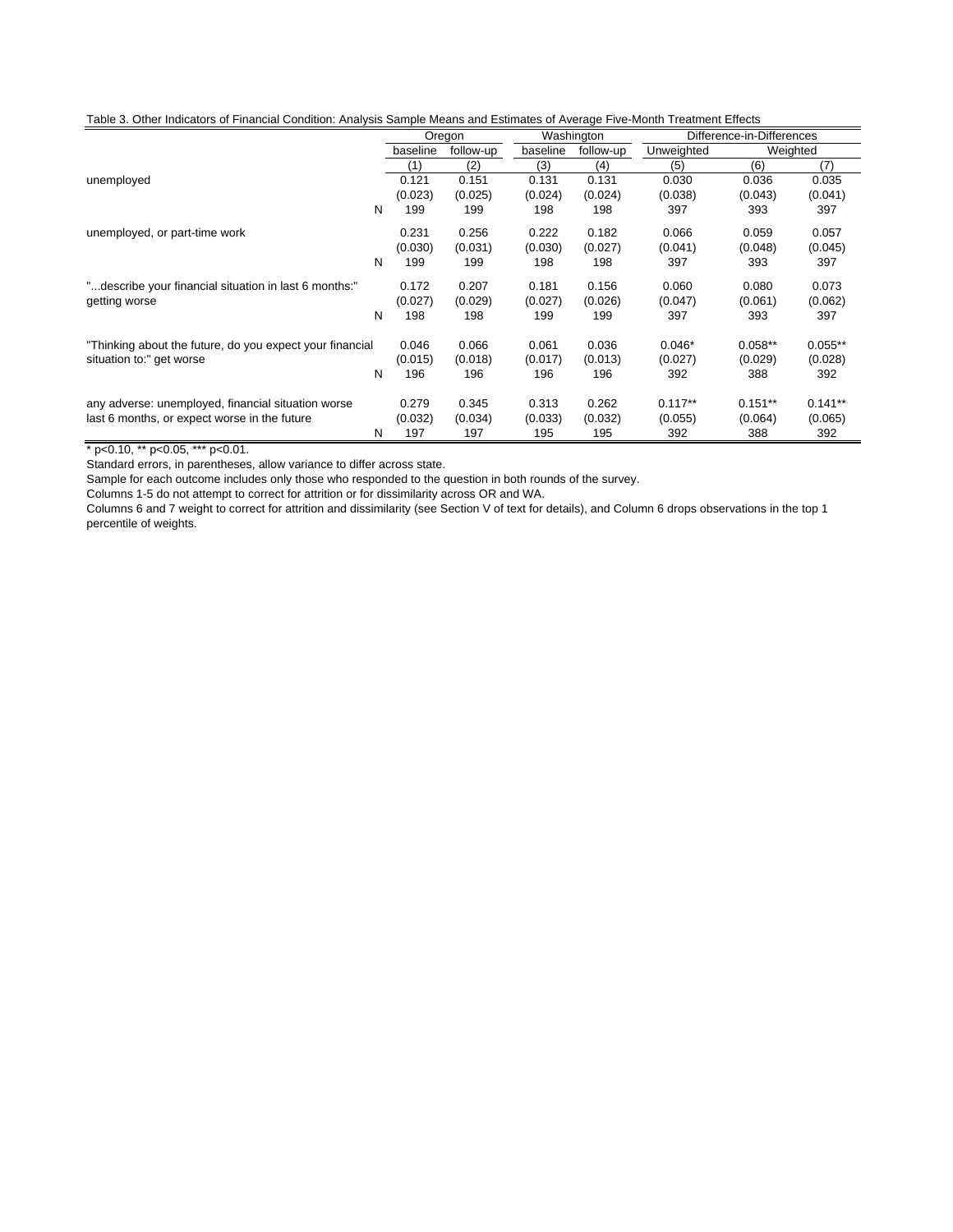Table 3. Other Indicators of Financial Condition: Analysis Sample Means and Estimates of Average Five-Month Treatment Effects

| | | Oregon | | Washington | | Difference-in-Differences | | |
|---|---|---|---|---|---|---|---|---|
| | | baseline | follow-up | baseline | follow-up | Unweighted | Weighted | |
| | | (1) | (2) | (3) | (4) | (5) | (6) | (7) |
| unemployed | | 0.121 | 0.151 | 0.131 | 0.131 | 0.030 | 0.036 | 0.035 |
| | | (0.023) | (0.025) | (0.024) | (0.024) | (0.038) | (0.043) | (0.041) |
| | N | 199 | 199 | 198 | 198 | 397 | 393 | 397 |
| unemployed, or part-time work | | 0.231 | 0.256 | 0.222 | 0.182 | 0.066 | 0.059 | 0.057 |
| | | (0.030) | (0.031) | (0.030) | (0.027) | (0.041) | (0.048) | (0.045) |
| | N | 199 | 199 | 198 | 198 | 397 | 393 | 397 |
| "...describe your financial situation in last 6 months:" getting worse | | 0.172 | 0.207 | 0.181 | 0.156 | 0.060 | 0.080 | 0.073 |
| | | (0.027) | (0.029) | (0.027) | (0.026) | (0.047) | (0.061) | (0.062) |
| | N | 198 | 198 | 199 | 199 | 397 | 393 | 397 |
| "Thinking about the future, do you expect your financial situation to:" get worse | | 0.046 | 0.066 | 0.061 | 0.036 | 0.046* | 0.058** | 0.055** |
| | | (0.015) | (0.018) | (0.017) | (0.013) | (0.027) | (0.029) | (0.028) |
| | N | 196 | 196 | 196 | 196 | 392 | 388 | 392 |
| any adverse: unemployed, financial situation worse last 6 months, or expect worse in the future | | 0.279 | 0.345 | 0.313 | 0.262 | 0.117** | 0.151** | 0.141** |
| | | (0.032) | (0.034) | (0.033) | (0.032) | (0.055) | (0.064) | (0.065) |
| | N | 197 | 197 | 195 | 195 | 392 | 388 | 392 |

* p<0.10, ** p<0.05, *** p<0.01.

Standard errors, in parentheses, allow variance to differ across state.

Sample for each outcome includes only those who responded to the question in both rounds of the survey.

Columns 1-5 do not attempt to correct for attrition or for dissimilarity across OR and WA.

Columns 6 and 7 weight to correct for attrition and dissimilarity (see Section V of text for details), and Column 6 drops observations in the top 1 percentile of weights.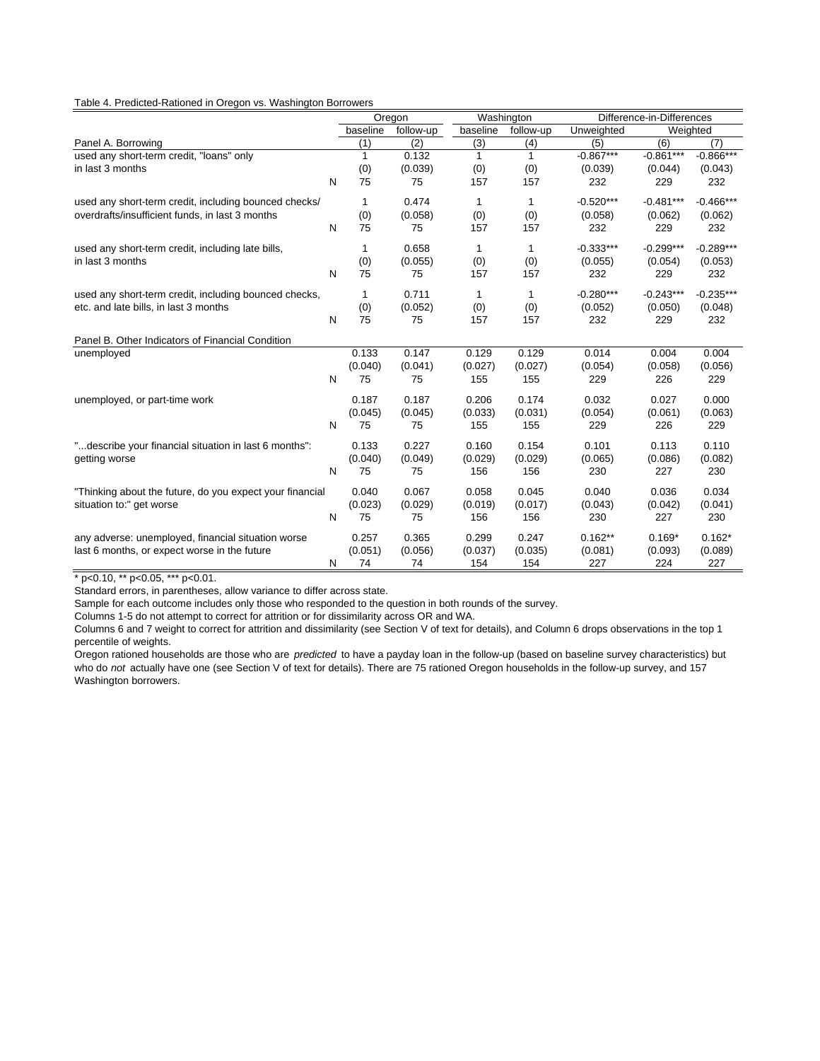Table 4. Predicted-Rationed in Oregon vs. Washington Borrowers

| | | Oregon | | Washington | | Difference-in-Differences | | |
|---|---|---|---|---|---|---|---|---|
| | | baseline | follow-up | baseline | follow-up | Unweighted | Weighted | |
| Panel A. Borrowing | | (1) | (2) | (3) | (4) | (5) | (6) | (7) |
| used any short-term credit, "loans" only in last 3 months | | 1 | 0.132 | 1 | 1 | -0.867*** | -0.861*** | -0.866*** |
| | | (0) | (0.039) | (0) | (0) | (0.039) | (0.044) | (0.043) |
| | N | 75 | 75 | 157 | 157 | 232 | 229 | 232 |
| used any short-term credit, including bounced checks/ overdrafts/insufficient funds, in last 3 months | | 1 | 0.474 | 1 | 1 | -0.520*** | -0.481*** | -0.466*** |
| | | (0) | (0.058) | (0) | (0) | (0.058) | (0.062) | (0.062) |
| | N | 75 | 75 | 157 | 157 | 232 | 229 | 232 |
| used any short-term credit, including late bills, in last 3 months | | 1 | 0.658 | 1 | 1 | -0.333*** | -0.299*** | -0.289*** |
| | | (0) | (0.055) | (0) | (0) | (0.055) | (0.054) | (0.053) |
| | N | 75 | 75 | 157 | 157 | 232 | 229 | 232 |
| used any short-term credit, including bounced checks, etc. and late bills, in last 3 months | | 1 | 0.711 | 1 | 1 | -0.280*** | -0.243*** | -0.235*** |
| | | (0) | (0.052) | (0) | (0) | (0.052) | (0.050) | (0.048) |
| | N | 75 | 75 | 157 | 157 | 232 | 229 | 232 |
| Panel B. Other Indicators of Financial Condition | | | | | | | | |
| unemployed | | 0.133 | 0.147 | 0.129 | 0.129 | 0.014 | 0.004 | 0.004 |
| | | (0.040) | (0.041) | (0.027) | (0.027) | (0.054) | (0.058) | (0.056) |
| | N | 75 | 75 | 155 | 155 | 229 | 226 | 229 |
| unemployed, or part-time work | | 0.187 | 0.187 | 0.206 | 0.174 | 0.032 | 0.027 | 0.000 |
| | | (0.045) | (0.045) | (0.033) | (0.031) | (0.054) | (0.061) | (0.063) |
| | N | 75 | 75 | 155 | 155 | 229 | 226 | 229 |
| "...describe your financial situation in last 6 months": getting worse | | 0.133 | 0.227 | 0.160 | 0.154 | 0.101 | 0.113 | 0.110 |
| | | (0.040) | (0.049) | (0.029) | (0.029) | (0.065) | (0.086) | (0.082) |
| | N | 75 | 75 | 156 | 156 | 230 | 227 | 230 |
| "Thinking about the future, do you expect your financial situation to:" get worse | | 0.040 | 0.067 | 0.058 | 0.045 | 0.040 | 0.036 | 0.034 |
| | | (0.023) | (0.029) | (0.019) | (0.017) | (0.043) | (0.042) | (0.041) |
| | N | 75 | 75 | 156 | 156 | 230 | 227 | 230 |
| any adverse: unemployed, financial situation worse last 6 months, or expect worse in the future | | 0.257 | 0.365 | 0.299 | 0.247 | 0.162** | 0.169* | 0.162* |
| | | (0.051) | (0.056) | (0.037) | (0.035) | (0.081) | (0.093) | (0.089) |
| | N | 74 | 74 | 154 | 154 | 227 | 224 | 227 |

* p<0.10, ** p<0.05, *** p<0.01.

Standard errors, in parentheses, allow variance to differ across state.

Sample for each outcome includes only those who responded to the question in both rounds of the survey.

Columns 1-5 do not attempt to correct for attrition or for dissimilarity across OR and WA.

Columns 6 and 7 weight to correct for attrition and dissimilarity (see Section V of text for details), and Column 6 drops observations in the top 1 percentile of weights.

Oregon rationed households are those who are *predicted* to have a payday loan in the follow-up (based on baseline survey characteristics) but who do *not* actually have one (see Section V of text for details). There are 75 rationed Oregon households in the follow-up survey, and 157 Washington borrowers.